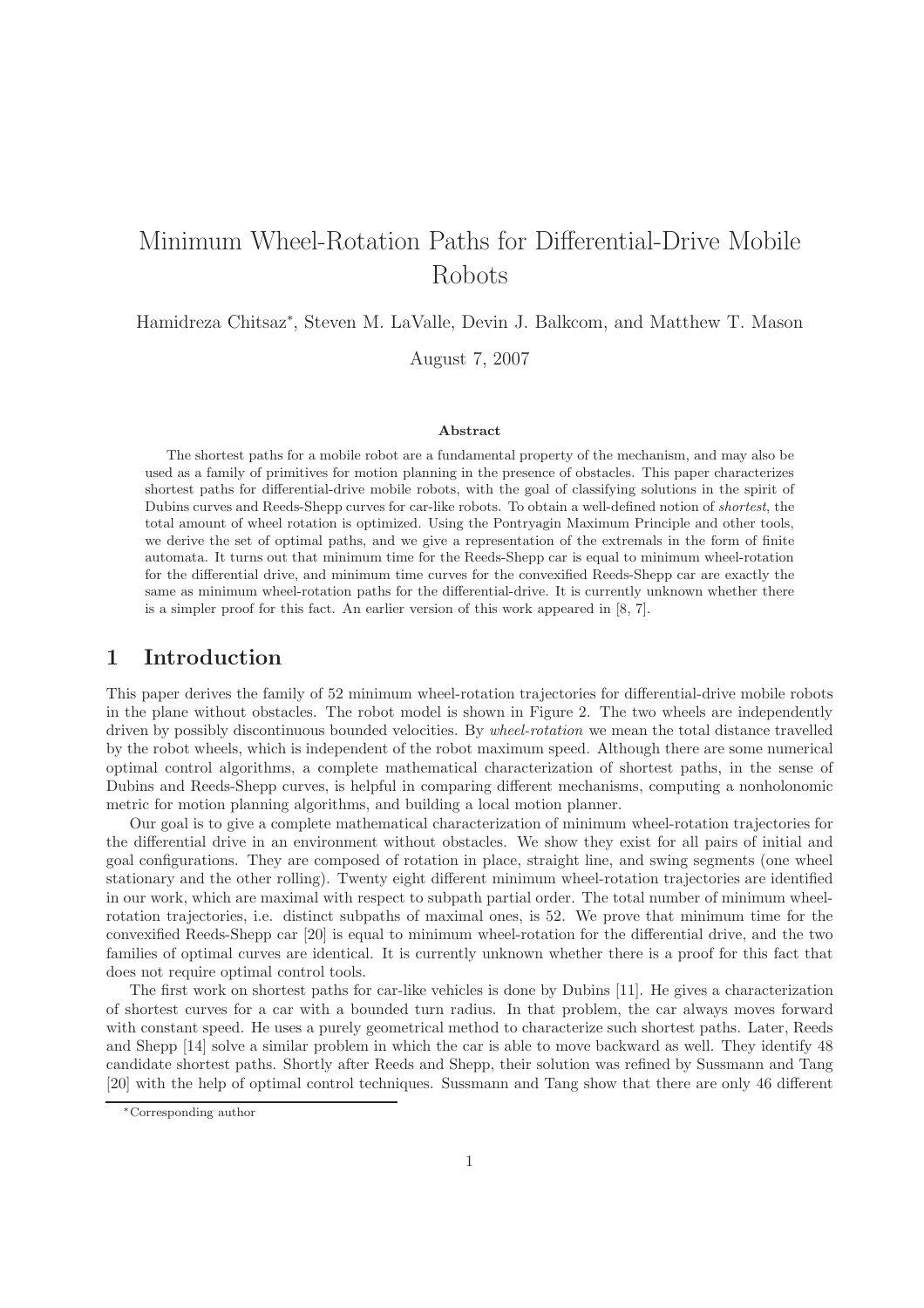# Minimum Wheel-Rotation Paths for Differential-Drive Mobile Robots

Hamidreza Chitsaz*, Steven M. LaValle, Devin J. Balkcom, and Matthew T. Mason

August 7, 2007

### Abstract

The shortest paths for a mobile robot are a fundamental property of the mechanism, and may also be used as a family of primitives for motion planning in the presence of obstacles. This paper characterizes shortest paths for differential-drive mobile robots, with the goal of classifying solutions in the spirit of Dubins curves and Reeds-Shepp curves for car-like robots. To obtain a well-defined notion of *shortest*, the total amount of wheel rotation is optimized. Using the Pontryagin Maximum Principle and other tools, we derive the set of optimal paths, and we give a representation of the extremals in the form of finite automata. It turns out that minimum time for the Reeds-Shepp car is equal to minimum wheel-rotation for the differential drive, and minimum time curves for the convexified Reeds-Shepp car are exactly the same as minimum wheel-rotation paths for the differential-drive. It is currently unknown whether there is a simpler proof for this fact. An earlier version of this work appeared in [8, 7].

## 1 Introduction

This paper derives the family of 52 minimum wheel-rotation trajectories for differential-drive mobile robots in the plane without obstacles. The robot model is shown in Figure 2. The two wheels are independently driven by possibly discontinuous bounded velocities. By *wheel-rotation* we mean the total distance travelled by the robot wheels, which is independent of the robot maximum speed. Although there are some numerical optimal control algorithms, a complete mathematical characterization of shortest paths, in the sense of Dubins and Reeds-Shepp curves, is helpful in comparing different mechanisms, computing a nonholonomic metric for motion planning algorithms, and building a local motion planner.

Our goal is to give a complete mathematical characterization of minimum wheel-rotation trajectories for the differential drive in an environment without obstacles. We show they exist for all pairs of initial and goal configurations. They are composed of rotation in place, straight line, and swing segments (one wheel stationary and the other rolling). Twenty eight different minimum wheel-rotation trajectories are identified in our work, which are maximal with respect to subpath partial order. The total number of minimum wheel-rotation trajectories, i.e. distinct subpaths of maximal ones, is 52. We prove that minimum time for the convexified Reeds-Shepp car [20] is equal to minimum wheel-rotation for the differential drive, and the two families of optimal curves are identical. It is currently unknown whether there is a proof for this fact that does not require optimal control tools.

The first work on shortest paths for car-like vehicles is done by Dubins [11]. He gives a characterization of shortest curves for a car with a bounded turn radius. In that problem, the car always moves forward with constant speed. He uses a purely geometrical method to characterize such shortest paths. Later, Reeds and Shepp [14] solve a similar problem in which the car is able to move backward as well. They identify 48 candidate shortest paths. Shortly after Reeds and Shepp, their solution was refined by Sussmann and Tang [20] with the help of optimal control techniques. Sussmann and Tang show that there are only 46 different

*Corresponding author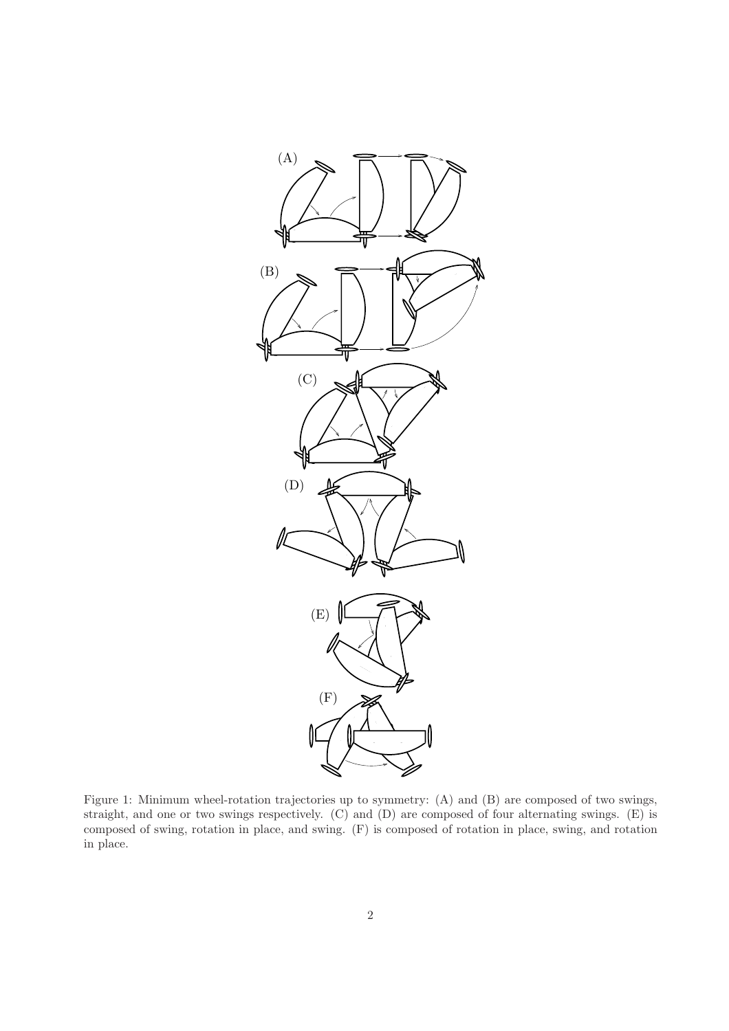Figure 1: Minimum wheel-rotation trajectories up to symmetry: (A) and (B) are composed of two swings, straight, and one or two swings respectively. (C) and (D) are composed of four alternating swings. (E) is composed of swing, rotation in place, and swing. (F) is composed of rotation in place, swing, and rotation in place.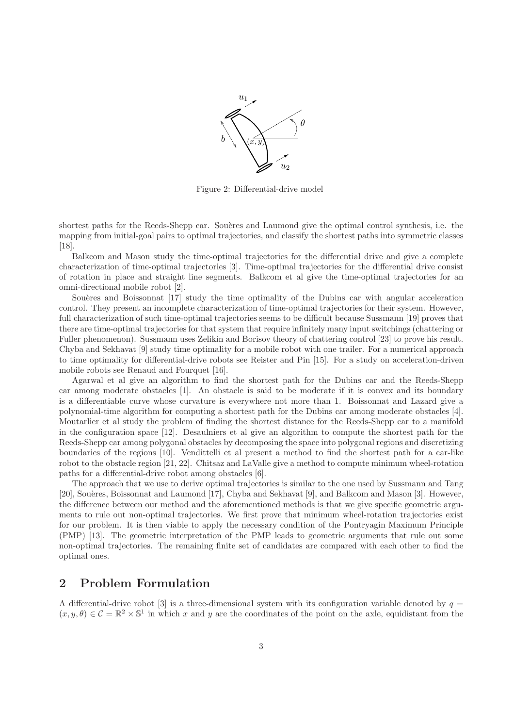Figure 2: Differential-drive model

shortest paths for the Reeds-Shepp car. Souères and Laumond give the optimal control synthesis, i.e. the mapping from initial-goal pairs to optimal trajectories, and classify the shortest paths into symmetric classes [18].

Balkcom and Mason study the time-optimal trajectories for the differential drive and give a complete characterization of time-optimal trajectories [3]. Time-optimal trajectories for the differential drive consist of rotation in place and straight line segments. Balkcom et al give the time-optimal trajectories for an omni-directional mobile robot [2].

Souères and Boissonnat [17] study the time optimality of the Dubins car with angular acceleration control. They present an incomplete characterization of time-optimal trajectories for their system. However, full characterization of such time-optimal trajectories seems to be difficult because Sussmann [19] proves that there are time-optimal trajectories for that system that require infinitely many input switchings (chattering or Fuller phenomenon). Sussmann uses Zelikin and Borisov theory of chattering control [23] to prove his result. Chyba and Sekhavat [9] study time optimality for a mobile robot with one trailer. For a numerical approach to time optimality for differential-drive robots see Reister and Pin [15]. For a study on acceleration-driven mobile robots see Renaud and Fourquet [16].

Agarwal et al give an algorithm to find the shortest path for the Dubins car and the Reeds-Shepp car among moderate obstacles [1]. An obstacle is said to be moderate if it is convex and its boundary is a differentiable curve whose curvature is everywhere not more than 1. Boissonnat and Lazard give a polynomial-time algorithm for computing a shortest path for the Dubins car among moderate obstacles [4]. Moutarlier et al study the problem of finding the shortest distance for the Reeds-Shepp car to a manifold in the configuration space [12]. Desaulniers et al give an algorithm to compute the shortest path for the Reeds-Shepp car among polygonal obstacles by decomposing the space into polygonal regions and discretizing boundaries of the regions [10]. Vendittelli et al present a method to find the shortest path for a car-like robot to the obstacle region [21, 22]. Chitsaz and LaValle give a method to compute minimum wheel-rotation paths for a differential-drive robot among obstacles [6].

The approach that we use to derive optimal trajectories is similar to the one used by Sussmann and Tang [20], Souères, Boissonnat and Laumond [17], Chyba and Sekhavat [9], and Balkcom and Mason [3]. However, the difference between our method and the aforementioned methods is that we give specific geometric arguments to rule out non-optimal trajectories. We first prove that minimum wheel-rotation trajectories exist for our problem. It is then viable to apply the necessary condition of the Pontryagin Maximum Principle (PMP) [13]. The geometric interpretation of the PMP leads to geometric arguments that rule out some non-optimal trajectories. The remaining finite set of candidates are compared with each other to find the optimal ones.

## 2 Problem Formulation

A differential-drive robot [3] is a three-dimensional system with its configuration variable denoted by $q = (x, y, \theta) \in \mathcal{C} = \mathbb{R}^2 \times \mathbb{S}^1$ in which $x$ and $y$ are the coordinates of the point on the axle, equidistant from the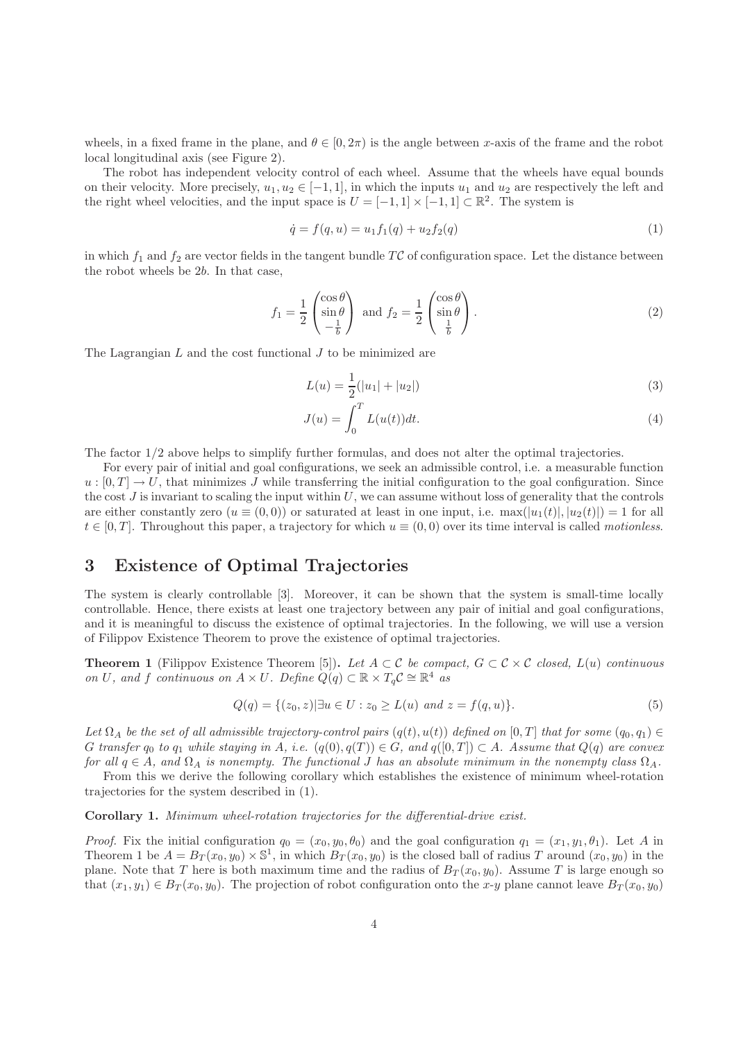wheels, in a fixed frame in the plane, and $\theta \in [0, 2\pi)$ is the angle between $x$-axis of the frame and the robot local longitudinal axis (see Figure 2).

The robot has independent velocity control of each wheel. Assume that the wheels have equal bounds on their velocity. More precisely, $u_1, u_2 \in [-1, 1]$, in which the inputs $u_1$ and $u_2$ are respectively the left and the right wheel velocities, and the input space is $U = [-1, 1] \times [-1, 1] \subset \mathbb{R}^2$. The system is

$$\dot{q} = f(q, u) = u_1 f_1(q) + u_2 f_2(q) \tag{1}$$

in which $f_1$ and $f_2$ are vector fields in the tangent bundle $T\mathcal{C}$ of configuration space. Let the distance between the robot wheels be $2b$. In that case,

$$f_1 = \frac{1}{2}\begin{pmatrix}\cos\theta \\ \sin\theta \\ -\frac{1}{b}\end{pmatrix} \text{ and } f_2 = \frac{1}{2}\begin{pmatrix}\cos\theta \\ \sin\theta \\ \frac{1}{b}\end{pmatrix}. \tag{2}$$

The Lagrangian $L$ and the cost functional $J$ to be minimized are

$$L(u) = \frac{1}{2}(|u_1| + |u_2|) \tag{3}$$

$$J(u) = \int_0^T L(u(t))dt. \tag{4}$$

The factor $1/2$ above helps to simplify further formulas, and does not alter the optimal trajectories.

For every pair of initial and goal configurations, we seek an admissible control, i.e. a measurable function $u : [0, T] \to U$, that minimizes $J$ while transferring the initial configuration to the goal configuration. Since the cost $J$ is invariant to scaling the input within $U$, we can assume without loss of generality that the controls are either constantly zero ($u \equiv (0, 0)$) or saturated at least in one input, i.e. $\max(|u_1(t)|, |u_2(t)|) = 1$ for all $t \in [0, T]$. Throughout this paper, a trajectory for which $u \equiv (0, 0)$ over its time interval is called *motionless*.

# 3 Existence of Optimal Trajectories

The system is clearly controllable [3]. Moreover, it can be shown that the system is small-time locally controllable. Hence, there exists at least one trajectory between any pair of initial and goal configurations, and it is meaningful to discuss the existence of optimal trajectories. In the following, we will use a version of Filippov Existence Theorem to prove the existence of optimal trajectories.

**Theorem 1** (Filippov Existence Theorem [5])**.** *Let $A \subset \mathcal{C}$ be compact, $G \subset \mathcal{C} \times \mathcal{C}$ closed, $L(u)$ continuous on $U$, and $f$ continuous on $A \times U$. Define $Q(q) \subset \mathbb{R} \times T_q\mathcal{C} \cong \mathbb{R}^4$ as*

$$Q(q) = \{(z_0, z) | \exists u \in U : z_0 \geq L(u) \text{ and } z = f(q, u)\}. \tag{5}$$

*Let $\Omega_A$ be the set of all admissible trajectory-control pairs $(q(t), u(t))$ defined on $[0, T]$ that for some $(q_0, q_1) \in G$ transfer $q_0$ to $q_1$ while staying in $A$, i.e. $(q(0), q(T)) \in G$, and $q([0, T]) \subset A$. Assume that $Q(q)$ are convex for all $q \in A$, and $\Omega_A$ is nonempty. The functional $J$ has an absolute minimum in the nonempty class $\Omega_A$.*

From this we derive the following corollary which establishes the existence of minimum wheel-rotation trajectories for the system described in (1).

**Corollary 1.** *Minimum wheel-rotation trajectories for the differential-drive exist.*

*Proof.* Fix the initial configuration $q_0 = (x_0, y_0, \theta_0)$ and the goal configuration $q_1 = (x_1, y_1, \theta_1)$. Let $A$ in Theorem 1 be $A = B_T(x_0, y_0) \times \mathbb{S}^1$, in which $B_T(x_0, y_0)$ is the closed ball of radius $T$ around $(x_0, y_0)$ in the plane. Note that $T$ here is both maximum time and the radius of $B_T(x_0, y_0)$. Assume $T$ is large enough so that $(x_1, y_1) \in B_T(x_0, y_0)$. The projection of robot configuration onto the $x$-$y$ plane cannot leave $B_T(x_0, y_0)$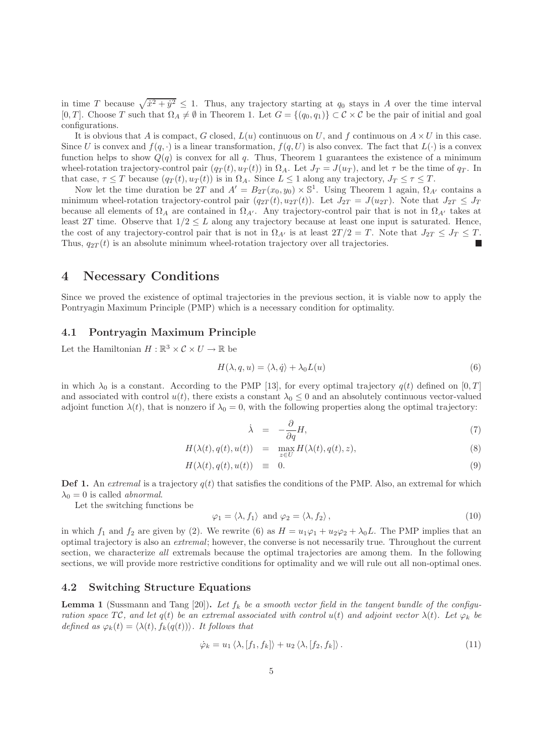in time $T$ because $\sqrt{\dot{x}^2 + \dot{y}^2} \leq 1$. Thus, any trajectory starting at $q_0$ stays in $A$ over the time interval $[0, T]$. Choose $T$ such that $\Omega_A \neq \emptyset$ in Theorem 1. Let $G = \{(q_0, q_1)\} \subset \mathcal{C} \times \mathcal{C}$ be the pair of initial and goal configurations.

It is obvious that $A$ is compact, $G$ closed, $L(u)$ continuous on $U$, and $f$ continuous on $A \times U$ in this case. Since $U$ is convex and $f(q, \cdot)$ is a linear transformation, $f(q, U)$ is also convex. The fact that $L(\cdot)$ is a convex function helps to show $Q(q)$ is convex for all $q$. Thus, Theorem 1 guarantees the existence of a minimum wheel-rotation trajectory-control pair $(q_T(t), u_T(t))$ in $\Omega_A$. Let $J_T = J(u_T)$, and let $\tau$ be the time of $q_T$. In that case, $\tau \leq T$ because $(q_T(t), u_T(t))$ is in $\Omega_A$. Since $L \leq 1$ along any trajectory, $J_T \leq \tau \leq T$.

Now let the time duration be $2T$ and $A' = B_{2T}(x_0, y_0) \times \mathbb{S}^1$. Using Theorem 1 again, $\Omega_{A'}$ contains a minimum wheel-rotation trajectory-control pair $(q_{2T}(t), u_{2T}(t))$. Let $J_{2T} = J(u_{2T})$. Note that $J_{2T} \leq J_T$ because all elements of $\Omega_A$ are contained in $\Omega_{A'}$. Any trajectory-control pair that is not in $\Omega_{A'}$ takes at least $2T$ time. Observe that $1/2 \leq L$ along any trajectory because at least one input is saturated. Hence, the cost of any trajectory-control pair that is not in $\Omega_{A'}$ is at least $2T/2 = T$. Note that $J_{2T} \leq J_T \leq T$. Thus, $q_{2T}(t)$ is an absolute minimum wheel-rotation trajectory over all trajectories. ■

# 4 Necessary Conditions

Since we proved the existence of optimal trajectories in the previous section, it is viable now to apply the Pontryagin Maximum Principle (PMP) which is a necessary condition for optimality.

## 4.1 Pontryagin Maximum Principle

Let the Hamiltonian $H : \mathbb{R}^3 \times \mathcal{C} \times U \to \mathbb{R}$ be

$$H(\lambda, q, u) = \langle \lambda, \dot{q} \rangle + \lambda_0 L(u) \tag{6}$$

in which $\lambda_0$ is a constant. According to the PMP [13], for every optimal trajectory $q(t)$ defined on $[0, T]$ and associated with control $u(t)$, there exists a constant $\lambda_0 \leq 0$ and an absolutely continuous vector-valued adjoint function $\lambda(t)$, that is nonzero if $\lambda_0 = 0$, with the following properties along the optimal trajectory:

$$\dot{\lambda} = -\frac{\partial}{\partial q} H, \tag{7}$$

$$H(\lambda(t), q(t), u(t)) = \max_{z \in U} H(\lambda(t), q(t), z), \tag{8}$$

$$H(\lambda(t), q(t), u(t)) \equiv 0. \tag{9}$$

**Def 1.** An *extremal* is a trajectory $q(t)$ that satisfies the conditions of the PMP. Also, an extremal for which $\lambda_0 = 0$ is called *abnormal*.

Let the switching functions be

$$\varphi_1 = \langle \lambda, f_1 \rangle \text{ and } \varphi_2 = \langle \lambda, f_2 \rangle, \tag{10}$$

in which $f_1$ and $f_2$ are given by (2). We rewrite (6) as $H = u_1\varphi_1 + u_2\varphi_2 + \lambda_0 L$. The PMP implies that an optimal trajectory is also an *extremal*; however, the converse is not necessarily true. Throughout the current section, we characterize *all* extremals because the optimal trajectories are among them. In the following sections, we will provide more restrictive conditions for optimality and we will rule out all non-optimal ones.

## 4.2 Switching Structure Equations

**Lemma 1** (Sussmann and Tang [20]). *Let $f_k$ be a smooth vector field in the tangent bundle of the configuration space $T\mathcal{C}$, and let $q(t)$ be an extremal associated with control $u(t)$ and adjoint vector $\lambda(t)$. Let $\varphi_k$ be defined as $\varphi_k(t) = \langle \lambda(t), f_k(q(t)) \rangle$. It follows that*

$$\dot{\varphi}_k = u_1 \langle \lambda, [f_1, f_k] \rangle + u_2 \langle \lambda, [f_2, f_k] \rangle. \tag{11}$$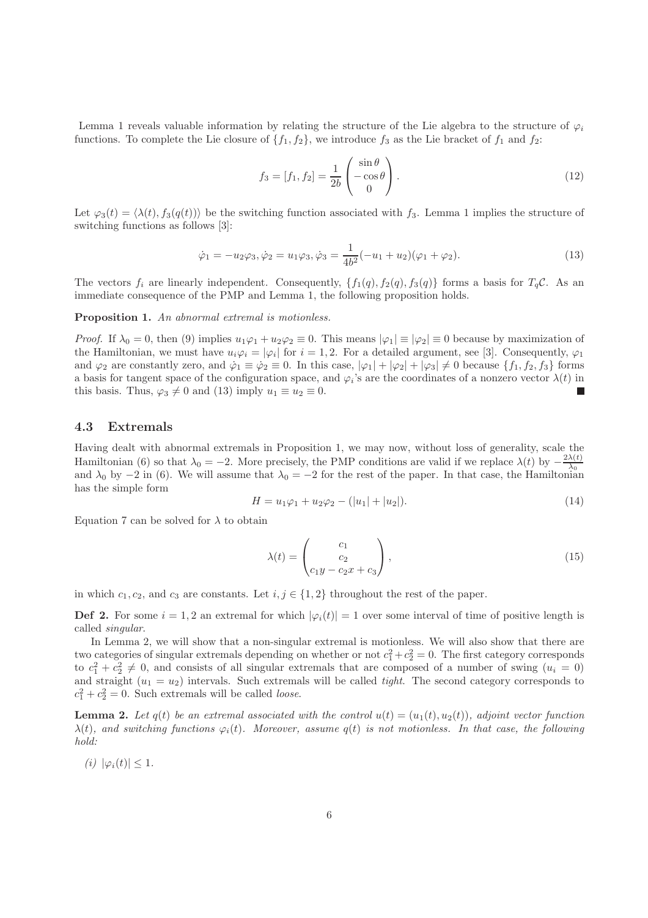Lemma 1 reveals valuable information by relating the structure of the Lie algebra to the structure of $\varphi_i$ functions. To complete the Lie closure of $\{f_1, f_2\}$, we introduce $f_3$ as the Lie bracket of $f_1$ and $f_2$:

$$f_3 = [f_1, f_2] = \frac{1}{2b} \begin{pmatrix} \sin\theta \\ -\cos\theta \\ 0 \end{pmatrix}. \tag{12}$$

Let $\varphi_3(t) = \langle \lambda(t), f_3(q(t)) \rangle$ be the switching function associated with $f_3$. Lemma 1 implies the structure of switching functions as follows [3]:

$$\dot{\varphi}_1 = -u_2\varphi_3, \dot{\varphi}_2 = u_1\varphi_3, \dot{\varphi}_3 = \frac{1}{4b^2}(-u_1 + u_2)(\varphi_1 + \varphi_2). \tag{13}$$

The vectors $f_i$ are linearly independent. Consequently, $\{f_1(q), f_2(q), f_3(q)\}$ forms a basis for $T_q\mathcal{C}$. As an immediate consequence of the PMP and Lemma 1, the following proposition holds.

**Proposition 1.** *An abnormal extremal is motionless.*

*Proof.* If $\lambda_0 = 0$, then (9) implies $u_1\varphi_1 + u_2\varphi_2 \equiv 0$. This means $|\varphi_1| \equiv |\varphi_2| \equiv 0$ because by maximization of the Hamiltonian, we must have $u_i\varphi_i = |\varphi_i|$ for $i = 1, 2$. For a detailed argument, see [3]. Consequently, $\varphi_1$ and $\varphi_2$ are constantly zero, and $\dot{\varphi}_1 \equiv \dot{\varphi}_2 \equiv 0$. In this case, $|\varphi_1| + |\varphi_2| + |\varphi_3| \neq 0$ because $\{f_1, f_2, f_3\}$ forms a basis for tangent space of the configuration space, and $\varphi_i$'s are the coordinates of a nonzero vector $\lambda(t)$ in this basis. Thus, $\varphi_3 \neq 0$ and (13) imply $u_1 \equiv u_2 \equiv 0$. ■

### 4.3 Extremals

Having dealt with abnormal extremals in Proposition 1, we may now, without loss of generality, scale the Hamiltonian (6) so that $\lambda_0 = -2$. More precisely, the PMP conditions are valid if we replace $\lambda(t)$ by $-\frac{2\lambda(t)}{\lambda_0}$ and $\lambda_0$ by $-2$ in (6). We will assume that $\lambda_0 = -2$ for the rest of the paper. In that case, the Hamiltonian has the simple form

$$H = u_1\varphi_1 + u_2\varphi_2 - (|u_1| + |u_2|). \tag{14}$$

Equation 7 can be solved for $\lambda$ to obtain

$$\lambda(t) = \begin{pmatrix} c_1 \\ c_2 \\ c_1 y - c_2 x + c_3 \end{pmatrix}, \tag{15}$$

in which $c_1, c_2$, and $c_3$ are constants. Let $i, j \in \{1, 2\}$ throughout the rest of the paper.

**Def 2.** For some $i = 1, 2$ an extremal for which $|\varphi_i(t)| = 1$ over some interval of time of positive length is called *singular*.

In Lemma 2, we will show that a non-singular extremal is motionless. We will also show that there are two categories of singular extremals depending on whether or not $c_1^2 + c_2^2 = 0$. The first category corresponds to $c_1^2 + c_2^2 \neq 0$, and consists of all singular extremals that are composed of a number of swing ($u_i = 0$) and straight ($u_1 = u_2$) intervals. Such extremals will be called *tight*. The second category corresponds to $c_1^2 + c_2^2 = 0$. Such extremals will be called *loose*.

**Lemma 2.** *Let $q(t)$ be an extremal associated with the control $u(t) = (u_1(t), u_2(t))$, adjoint vector function $\lambda(t)$, and switching functions $\varphi_i(t)$. Moreover, assume $q(t)$ is not motionless. In that case, the following hold:*

*(i)* $|\varphi_i(t)| \leq 1$.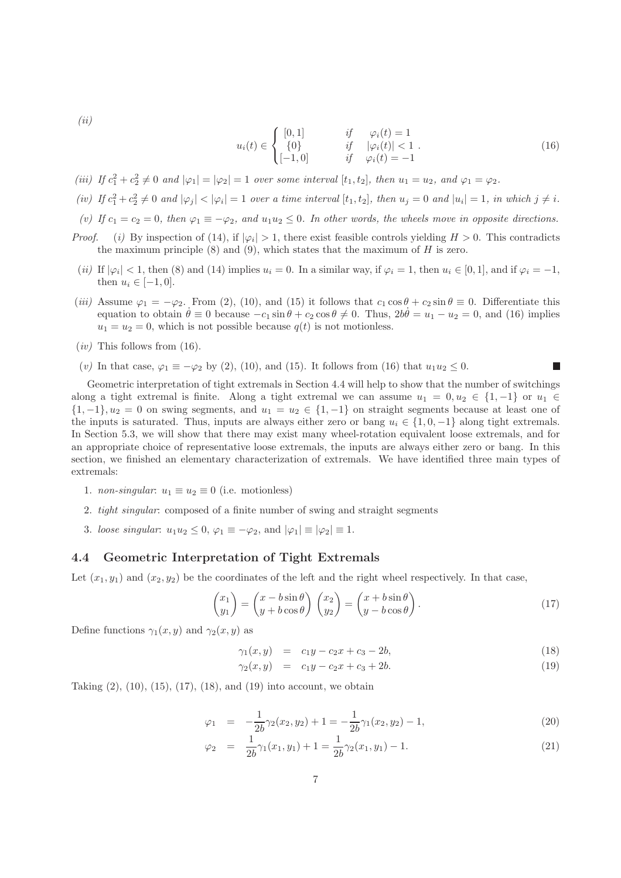*(ii)*

$$u_i(t) \in \begin{cases} [0,1] & \text{if} \quad \varphi_i(t) = 1 \\ \{0\} & \text{if} \quad |\varphi_i(t)| < 1 \\ [-1,0] & \text{if} \quad \varphi_i(t) = -1 \end{cases}. \tag{16}$$

*(iii) If $c_1^2 + c_2^2 \neq 0$ and $|\varphi_1| = |\varphi_2| = 1$ over some interval $[t_1, t_2]$, then $u_1 = u_2$, and $\varphi_1 = \varphi_2$.*

*(iv) If $c_1^2 + c_2^2 \neq 0$ and $|\varphi_j| < |\varphi_i| = 1$ over a time interval $[t_1, t_2]$, then $u_j = 0$ and $|u_i| = 1$, in which $j \neq i$.*

*(v) If $c_1 = c_2 = 0$, then $\varphi_1 \equiv -\varphi_2$, and $u_1 u_2 \leq 0$. In other words, the wheels move in opposite directions.*

*Proof.* (*i*) By inspection of (14), if $|\varphi_i| > 1$, there exist feasible controls yielding $H > 0$. This contradicts the maximum principle (8) and (9), which states that the maximum of $H$ is zero.

(*ii*) If $|\varphi_i| < 1$, then (8) and (14) implies $u_i = 0$. In a similar way, if $\varphi_i = 1$, then $u_i \in [0, 1]$, and if $\varphi_i = -1$, then $u_i \in [-1, 0]$.

(*iii*) Assume $\varphi_1 = -\varphi_2$. From (2), (10), and (15) it follows that $c_1 \cos\theta + c_2 \sin\theta \equiv 0$. Differentiate this equation to obtain $\dot{\theta} \equiv 0$ because $-c_1 \sin\theta + c_2 \cos\theta \neq 0$. Thus, $2b\dot{\theta} = u_1 - u_2 = 0$, and (16) implies $u_1 = u_2 = 0$, which is not possible because $q(t)$ is not motionless.

(*iv*) This follows from (16).

(*v*) In that case, $\varphi_1 \equiv -\varphi_2$ by (2), (10), and (15). It follows from (16) that $u_1 u_2 \leq 0$. ■

Geometric interpretation of tight extremals in Section 4.4 will help to show that the number of switchings along a tight extremal is finite. Along a tight extremal we can assume $u_1 = 0, u_2 \in \{1, -1\}$ or $u_1 \in \{1, -1\}, u_2 = 0$ on swing segments, and $u_1 = u_2 \in \{1, -1\}$ on straight segments because at least one of the inputs is saturated. Thus, inputs are always either zero or bang $u_i \in \{1, 0, -1\}$ along tight extremals. In Section 5.3, we will show that there may exist many wheel-rotation equivalent loose extremals, and for an appropriate choice of representative loose extremals, the inputs are always either zero or bang. In this section, we finished an elementary characterization of extremals. We have identified three main types of extremals:

1. *non-singular*: $u_1 \equiv u_2 \equiv 0$ (i.e. motionless)
2. *tight singular*: composed of a finite number of swing and straight segments
3. *loose singular*: $u_1 u_2 \leq 0$, $\varphi_1 \equiv -\varphi_2$, and $|\varphi_1| \equiv |\varphi_2| \equiv 1$.

## 4.4 Geometric Interpretation of Tight Extremals

Let $(x_1, y_1)$ and $(x_2, y_2)$ be the coordinates of the left and the right wheel respectively. In that case,

$$\begin{pmatrix} x_1 \\ y_1 \end{pmatrix} = \begin{pmatrix} x - b\sin\theta \\ y + b\cos\theta \end{pmatrix} \begin{pmatrix} x_2 \\ y_2 \end{pmatrix} = \begin{pmatrix} x + b\sin\theta \\ y - b\cos\theta \end{pmatrix}. \tag{17}$$

Define functions $\gamma_1(x, y)$ and $\gamma_2(x, y)$ as

$$\gamma_1(x, y) = c_1 y - c_2 x + c_3 - 2b, \tag{18}$$

$$\gamma_2(x, y) = c_1 y - c_2 x + c_3 + 2b. \tag{19}$$

Taking (2), (10), (15), (17), (18), and (19) into account, we obtain

$$\varphi_1 = -\frac{1}{2b}\gamma_2(x_2, y_2) + 1 = -\frac{1}{2b}\gamma_1(x_2, y_2) - 1, \tag{20}$$

$$\varphi_2 = \frac{1}{2b}\gamma_1(x_1, y_1) + 1 = \frac{1}{2b}\gamma_2(x_1, y_1) - 1. \tag{21}$$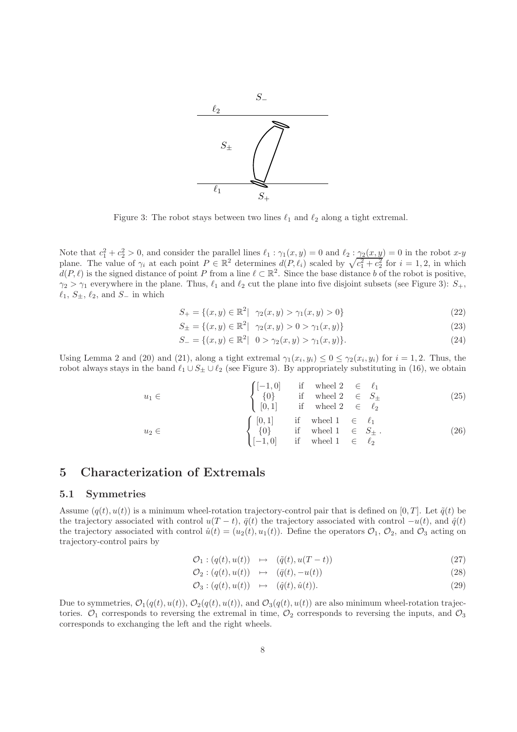Figure 3: The robot stays between two lines $\ell_1$ and $\ell_2$ along a tight extremal.

Note that $c_1^2 + c_2^2 > 0$, and consider the parallel lines $\ell_1 : \gamma_1(x, y) = 0$ and $\ell_2 : \gamma_2(x, y) = 0$ in the robot $x$-$y$ plane. The value of $\gamma_i$ at each point $P \in \mathbb{R}^2$ determines $d(P, \ell_i)$ scaled by $\sqrt{c_1^2 + c_2^2}$ for $i = 1, 2$, in which $d(P, \ell)$ is the signed distance of point $P$ from a line $\ell \subset \mathbb{R}^2$. Since the base distance $b$ of the robot is positive, $\gamma_2 > \gamma_1$ everywhere in the plane. Thus, $\ell_1$ and $\ell_2$ cut the plane into five disjoint subsets (see Figure 3): $S_+$, $\ell_1$, $S_\pm$, $\ell_2$, and $S_-$ in which

$$S_+ = \{(x, y) \in \mathbb{R}^2 | \ \ \gamma_2(x, y) > \gamma_1(x, y) > 0\} \tag{22}$$

$$S_\pm = \{(x, y) \in \mathbb{R}^2 | \ \ \gamma_2(x, y) > 0 > \gamma_1(x, y)\} \tag{23}$$

$$S_- = \{(x, y) \in \mathbb{R}^2 | \ \ 0 > \gamma_2(x, y) > \gamma_1(x, y)\}. \tag{24}$$

Using Lemma 2 and (20) and (21), along a tight extremal $\gamma_1(x_i, y_i) \leq 0 \leq \gamma_2(x_i, y_i)$ for $i = 1, 2$. Thus, the robot always stays in the band $\ell_1 \cup S_\pm \cup \ell_2$ (see Figure 3). By appropriately substituting in (16), we obtain

$$u_1 \in \begin{cases} [-1, 0] & \text{if} \quad \text{wheel 2} \in \ell_1 \\ \{0\} & \text{if} \quad \text{wheel 2} \in S_\pm \\ [0, 1] & \text{if} \quad \text{wheel 2} \in \ell_2 \end{cases} \tag{25}$$

$$u_2 \in \begin{cases} [0, 1] & \text{if} \quad \text{wheel 1} \in \ell_1 \\ \{0\} & \text{if} \quad \text{wheel 1} \in S_\pm \\ [-1, 0] & \text{if} \quad \text{wheel 1} \in \ell_2 \end{cases}. \tag{26}$$

# 5 Characterization of Extremals

## 5.1 Symmetries

Assume $(q(t), u(t))$ is a minimum wheel-rotation trajectory-control pair that is defined on $[0, T]$. Let $\tilde{q}(t)$ be the trajectory associated with control $u(T - t)$, $\bar{q}(t)$ the trajectory associated with control $-u(t)$, and $\hat{q}(t)$ the trajectory associated with control $\hat{u}(t) = (u_2(t), u_1(t))$. Define the operators $\mathcal{O}_1$, $\mathcal{O}_2$, and $\mathcal{O}_3$ acting on trajectory-control pairs by

$$\mathcal{O}_1 : (q(t), u(t)) \ \ \mapsto \ \ (\tilde{q}(t), u(T - t)) \tag{27}$$

$$\mathcal{O}_2 : (q(t), u(t)) \ \ \mapsto \ \ (\bar{q}(t), -u(t)) \tag{28}$$

$$\mathcal{O}_3 : (q(t), u(t)) \ \ \mapsto \ \ (\hat{q}(t), \hat{u}(t)). \tag{29}$$

Due to symmetries, $\mathcal{O}_1(q(t), u(t))$, $\mathcal{O}_2(q(t), u(t))$, and $\mathcal{O}_3(q(t), u(t))$ are also minimum wheel-rotation trajectories. $\mathcal{O}_1$ corresponds to reversing the extremal in time, $\mathcal{O}_2$ corresponds to reversing the inputs, and $\mathcal{O}_3$ corresponds to exchanging the left and the right wheels.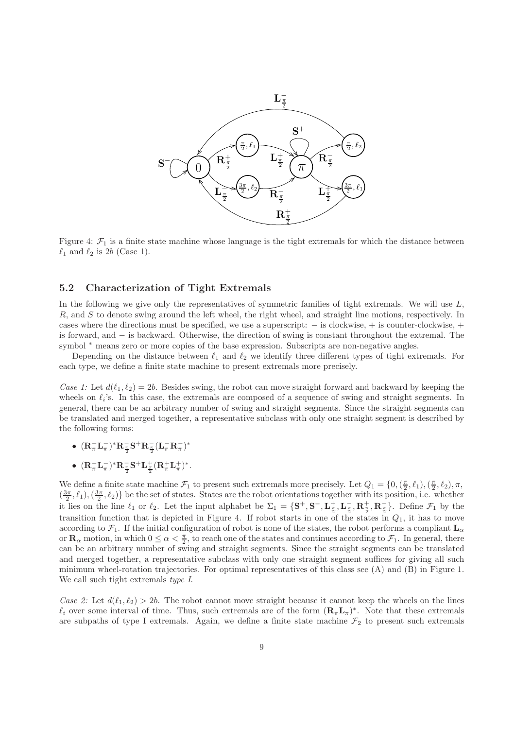Figure 4: $\mathcal{F}_1$ is a finite state machine whose language is the tight extremals for which the distance between $\ell_1$ and $\ell_2$ is $2b$ (Case 1).

### 5.2 Characterization of Tight Extremals

In the following we give only the representatives of symmetric families of tight extremals. We will use $L$, $R$, and $S$ to denote swing around the left wheel, the right wheel, and straight line motions, respectively. In cases where the directions must be specified, we use a superscript: $-$ is clockwise, $+$ is counter-clockwise, $+$ is forward, and $-$ is backward. Otherwise, the direction of swing is constant throughout the extremal. The symbol $^*$ means zero or more copies of the base expression. Subscripts are non-negative angles.

Depending on the distance between $\ell_1$ and $\ell_2$ we identify three different types of tight extremals. For each type, we define a finite state machine to present extremals more precisely.

*Case 1:* Let $d(\ell_1, \ell_2) = 2b$. Besides swing, the robot can move straight forward and backward by keeping the wheels on $\ell_i$'s. In this case, the extremals are composed of a sequence of swing and straight segments. In general, there can be an arbitrary number of swing and straight segments. Since the straight segments can be translated and merged together, a representative subclass with only one straight segment is described by the following forms:

- $(\mathbf{R}^-_\pi \mathbf{L}^-_\pi)^* \mathbf{R}^-_{\frac{\pi}{2}} \mathbf{S}^+ \mathbf{R}^-_{\frac{\pi}{2}} (\mathbf{L}^-_\pi \mathbf{R}^-_\pi)^*$
- $(\mathbf{R}^-_\pi \mathbf{L}^-_\pi)^* \mathbf{R}^-_{\frac{\pi}{2}} \mathbf{S}^+ \mathbf{L}^+_{\frac{\pi}{2}} (\mathbf{R}^+_\pi \mathbf{L}^+_\pi)^*$.

We define a finite state machine $\mathcal{F}_1$ to present such extremals more precisely. Let $Q_1 = \{0, (\frac{\pi}{2}, \ell_1), (\frac{\pi}{2}, \ell_2), \pi, (\frac{3\pi}{2}, \ell_1), (\frac{3\pi}{2}, \ell_2)\}$ be the set of states. States are the robot orientations together with its position, i.e. whether it lies on the line $\ell_1$ or $\ell_2$. Let the input alphabet be $\Sigma_1 = \{\mathbf{S}^+, \mathbf{S}^-, \mathbf{L}^+_{\frac{\pi}{2}}, \mathbf{L}^-_{\frac{\pi}{2}}, \mathbf{R}^+_{\frac{\pi}{2}}, \mathbf{R}^-_{\frac{\pi}{2}}\}$. Define $\mathcal{F}_1$ by the transition function that is depicted in Figure 4. If robot starts in one of the states in $Q_1$, it has to move according to $\mathcal{F}_1$. If the initial configuration of robot is none of the states, the robot performs a compliant $\mathbf{L}_\alpha$ or $\mathbf{R}_\alpha$ motion, in which $0 \leq \alpha < \frac{\pi}{2}$, to reach one of the states and continues according to $\mathcal{F}_1$. In general, there can be an arbitrary number of swing and straight segments. Since the straight segments can be translated and merged together, a representative subclass with only one straight segment suffices for giving all such minimum wheel-rotation trajectories. For optimal representatives of this class see (A) and (B) in Figure 1. We call such tight extremals *type I*.

*Case 2:* Let $d(\ell_1, \ell_2) > 2b$. The robot cannot move straight because it cannot keep the wheels on the lines $\ell_i$ over some interval of time. Thus, such extremals are of the form $(\mathbf{R}_\pi \mathbf{L}_\pi)^*$. Note that these extremals are subpaths of type I extremals. Again, we define a finite state machine $\mathcal{F}_2$ to present such extremals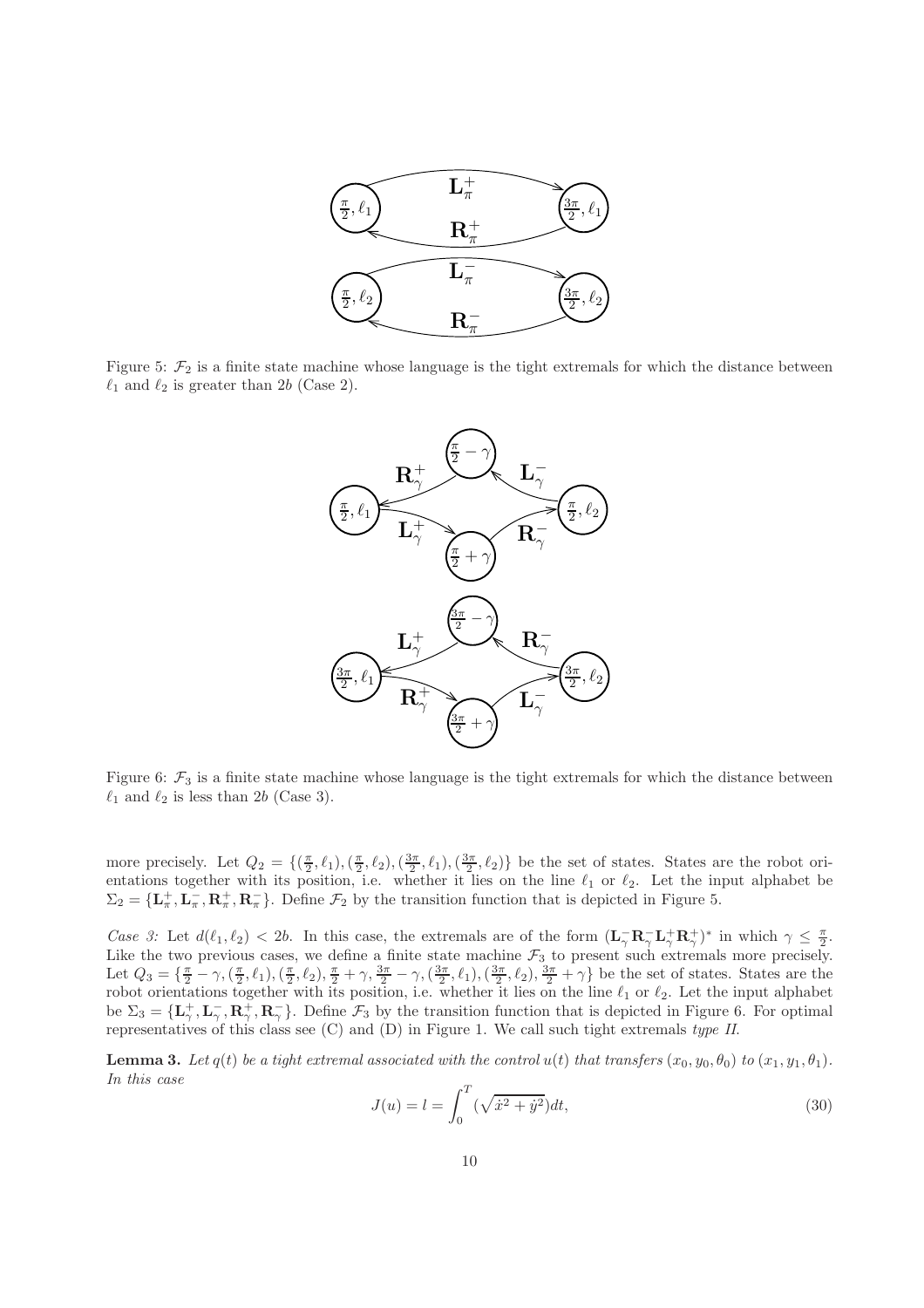Figure 5: $\mathcal{F}_2$ is a finite state machine whose language is the tight extremals for which the distance between $\ell_1$ and $\ell_2$ is greater than $2b$ (Case 2).

Figure 6: $\mathcal{F}_3$ is a finite state machine whose language is the tight extremals for which the distance between $\ell_1$ and $\ell_2$ is less than $2b$ (Case 3).

more precisely. Let $Q_2 = \{(\frac{\pi}{2}, \ell_1), (\frac{\pi}{2}, \ell_2), (\frac{3\pi}{2}, \ell_1), (\frac{3\pi}{2}, \ell_2)\}$ be the set of states. States are the robot orientations together with its position, i.e. whether it lies on the line $\ell_1$ or $\ell_2$. Let the input alphabet be $\Sigma_2 = \{\mathbf{L}_\pi^+, \mathbf{L}_\pi^-, \mathbf{R}_\pi^+, \mathbf{R}_\pi^-\}$. Define $\mathcal{F}_2$ by the transition function that is depicted in Figure 5.

*Case 3:* Let $d(\ell_1, \ell_2) < 2b$. In this case, the extremals are of the form $(\mathbf{L}_\gamma^- \mathbf{R}_\gamma^- \mathbf{L}_\gamma^+ \mathbf{R}_\gamma^+)^*$ in which $\gamma \leq \frac{\pi}{2}$. Like the two previous cases, we define a finite state machine $\mathcal{F}_3$ to present such extremals more precisely. Let $Q_3 = \{\frac{\pi}{2} - \gamma, (\frac{\pi}{2}, \ell_1), (\frac{\pi}{2}, \ell_2), \frac{\pi}{2} + \gamma, \frac{3\pi}{2} - \gamma, (\frac{3\pi}{2}, \ell_1), (\frac{3\pi}{2}, \ell_2), \frac{3\pi}{2} + \gamma\}$ be the set of states. States are the robot orientations together with its position, i.e. whether it lies on the line $\ell_1$ or $\ell_2$. Let the input alphabet be $\Sigma_3 = \{\mathbf{L}_\gamma^+, \mathbf{L}_\gamma^-, \mathbf{R}_\gamma^+, \mathbf{R}_\gamma^-\}$. Define $\mathcal{F}_3$ by the transition function that is depicted in Figure 6. For optimal representatives of this class see (C) and (D) in Figure 1. We call such tight extremals *type II*.

**Lemma 3.** *Let $q(t)$ be a tight extremal associated with the control $u(t)$ that transfers $(x_0, y_0, \theta_0)$ to $(x_1, y_1, \theta_1)$. In this case*

$$J(u) = l = \int_0^T (\sqrt{\dot{x}^2 + \dot{y}^2}) dt, \tag{30}$$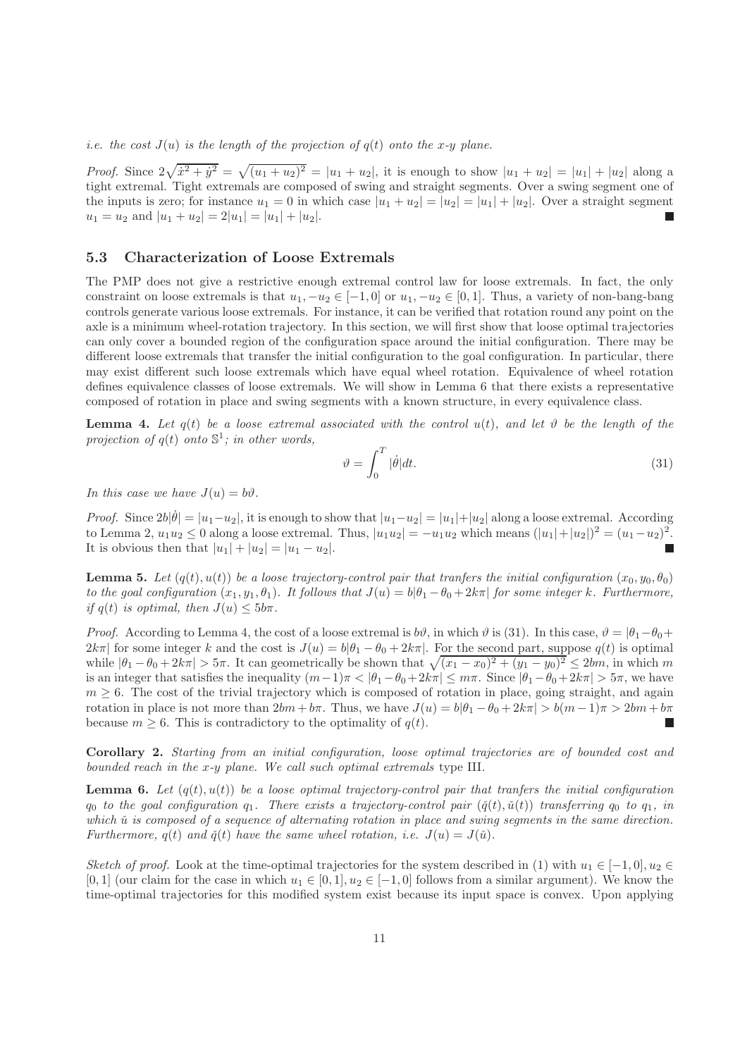*i.e. the cost $J(u)$ is the length of the projection of $q(t)$ onto the x-y plane.*

*Proof.* Since $2\sqrt{\dot{x}^2+\dot{y}^2} = \sqrt{(u_1+u_2)^2} = |u_1+u_2|$, it is enough to show $|u_1+u_2| = |u_1|+|u_2|$ along a tight extremal. Tight extremals are composed of swing and straight segments. Over a swing segment one of the inputs is zero; for instance $u_1 = 0$ in which case $|u_1+u_2| = |u_2| = |u_1|+|u_2|$. Over a straight segment $u_1 = u_2$ and $|u_1+u_2| = 2|u_1| = |u_1|+|u_2|$. ■

### 5.3 Characterization of Loose Extremals

The PMP does not give a restrictive enough extremal control law for loose extremals. In fact, the only constraint on loose extremals is that $u_1, -u_2 \in [-1,0]$ or $u_1, -u_2 \in [0,1]$. Thus, a variety of non-bang-bang controls generate various loose extremals. For instance, it can be verified that rotation round any point on the axle is a minimum wheel-rotation trajectory. In this section, we will first show that loose optimal trajectories can only cover a bounded region of the configuration space around the initial configuration. There may be different loose extremals that transfer the initial configuration to the goal configuration. In particular, there may exist different such loose extremals which have equal wheel rotation. Equivalence of wheel rotation defines equivalence classes of loose extremals. We will show in Lemma 6 that there exists a representative composed of rotation in place and swing segments with a known structure, in every equivalence class.

**Lemma 4.** *Let $q(t)$ be a loose extremal associated with the control $u(t)$, and let $\vartheta$ be the length of the projection of $q(t)$ onto $\mathbb{S}^1$; in other words,*

$$\vartheta = \int_0^T |\dot{\theta}| dt. \tag{31}$$

*In this case we have $J(u) = b\vartheta$.*

*Proof.* Since $2b|\dot{\theta}| = |u_1-u_2|$, it is enough to show that $|u_1-u_2| = |u_1|+|u_2|$ along a loose extremal. According to Lemma 2, $u_1u_2 \leq 0$ along a loose extremal. Thus, $|u_1u_2| = -u_1u_2$ which means $(|u_1|+|u_2|)^2 = (u_1-u_2)^2$. It is obvious then that $|u_1|+|u_2| = |u_1-u_2|$. ■

**Lemma 5.** *Let $(q(t), u(t))$ be a loose trajectory-control pair that tranfers the initial configuration $(x_0, y_0, \theta_0)$ to the goal configuration $(x_1, y_1, \theta_1)$. It follows that $J(u) = b|\theta_1 - \theta_0 + 2k\pi|$ for some integer $k$. Furthermore, if $q(t)$ is optimal, then $J(u) \leq 5b\pi$.*

*Proof.* According to Lemma 4, the cost of a loose extremal is $b\vartheta$, in which $\vartheta$ is (31). In this case, $\vartheta = |\theta_1 - \theta_0 + 2k\pi|$ for some integer $k$ and the cost is $J(u) = b|\theta_1 - \theta_0 + 2k\pi|$. For the second part, suppose $q(t)$ is optimal while $|\theta_1 - \theta_0 + 2k\pi| > 5\pi$. It can geometrically be shown that $\sqrt{(x_1-x_0)^2 + (y_1-y_0)^2} \leq 2bm$, in which $m$ is an integer that satisfies the inequality $(m-1)\pi < |\theta_1 - \theta_0 + 2k\pi| \leq m\pi$. Since $|\theta_1 - \theta_0 + 2k\pi| > 5\pi$, we have $m \geq 6$. The cost of the trivial trajectory which is composed of rotation in place, going straight, and again rotation in place is not more than $2bm + b\pi$. Thus, we have $J(u) = b|\theta_1 - \theta_0 + 2k\pi| > b(m-1)\pi > 2bm + b\pi$ because $m \geq 6$. This is contradictory to the optimality of $q(t)$. ■

**Corollary 2.** *Starting from an initial configuration, loose optimal trajectories are of bounded cost and bounded reach in the x-y plane. We call such optimal extremals* type III.

**Lemma 6.** *Let $(q(t), u(t))$ be a loose optimal trajectory-control pair that tranfers the initial configuration $q_0$ to the goal configuration $q_1$. There exists a trajectory-control pair $(\check{q}(t), \check{u}(t))$ transferring $q_0$ to $q_1$, in which $\check{u}$ is composed of a sequence of alternating rotation in place and swing segments in the same direction. Furthermore, $q(t)$ and $\check{q}(t)$ have the same wheel rotation, i.e. $J(u) = J(\check{u})$.*

*Sketch of proof.* Look at the time-optimal trajectories for the system described in (1) with $u_1 \in [-1,0], u_2 \in [0,1]$ (our claim for the case in which $u_1 \in [0,1], u_2 \in [-1,0]$ follows from a similar argument). We know the time-optimal trajectories for this modified system exist because its input space is convex. Upon applying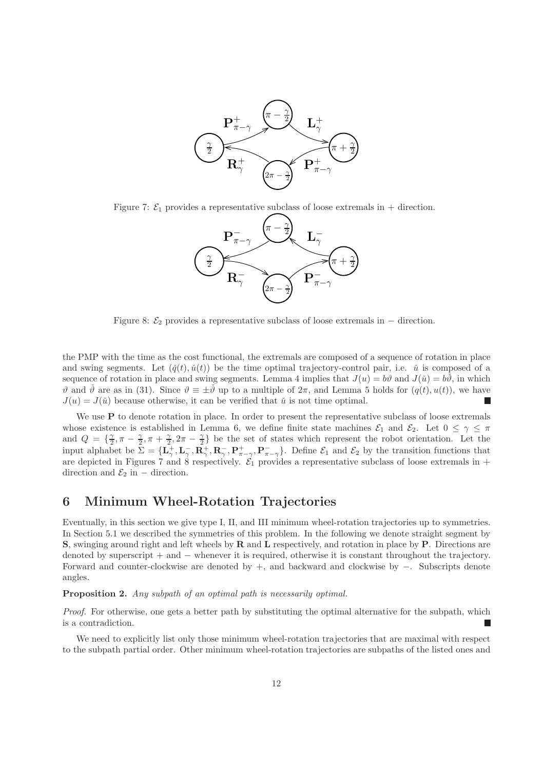Figure 7: $\mathcal{E}_1$ provides a representative subclass of loose extremals in $+$ direction.

Figure 8: $\mathcal{E}_2$ provides a representative subclass of loose extremals in $-$ direction.

the PMP with the time as the cost functional, the extremals are composed of a sequence of rotation in place and swing segments. Let $(\check{q}(t), \check{u}(t))$ be the time optimal trajectory-control pair, i.e. $\check{u}$ is composed of a sequence of rotation in place and swing segments. Lemma 4 implies that $J(u) = b\vartheta$ and $J(\check{u}) = b\check{\vartheta}$, in which $\vartheta$ and $\check{\vartheta}$ are as in (31). Since $\vartheta \equiv \pm\check{\vartheta}$ up to a multiple of $2\pi$, and Lemma 5 holds for $(q(t), u(t))$, we have $J(u) = J(\check{u})$ because otherwise, it can be verified that $\check{u}$ is not time optimal. ■

We use **P** to denote rotation in place. In order to present the representative subclass of loose extremals whose existence is established in Lemma 6, we define finite state machines $\mathcal{E}_1$ and $\mathcal{E}_2$. Let $0 \leq \gamma \leq \pi$ and $Q = \{\frac{\gamma}{2}, \pi - \frac{\gamma}{2}, \pi + \frac{\gamma}{2}, 2\pi - \frac{\gamma}{2}\}$ be the set of states which represent the robot orientation. Let the input alphabet be $\Sigma = \{\mathbf{L}^+_\gamma, \mathbf{L}^-_\gamma, \mathbf{R}^+_\gamma, \mathbf{R}^-_\gamma, \mathbf{P}^+_{\pi-\gamma}, \mathbf{P}^-_{\pi-\gamma}\}$. Define $\mathcal{E}_1$ and $\mathcal{E}_2$ by the transition functions that are depicted in Figures 7 and 8 respectively. $\mathcal{E}_1$ provides a representative subclass of loose extremals in $+$ direction and $\mathcal{E}_2$ in $-$ direction.

## 6 Minimum Wheel-Rotation Trajectories

Eventually, in this section we give type I, II, and III minimum wheel-rotation trajectories up to symmetries. In Section 5.1 we described the symmetries of this problem. In the following we denote straight segment by **S**, swinging around right and left wheels by **R** and **L** respectively, and rotation in place by **P**. Directions are denoted by superscript $+$ and $-$ whenever it is required, otherwise it is constant throughout the trajectory. Forward and counter-clockwise are denoted by $+$, and backward and clockwise by $-$. Subscripts denote angles.

**Proposition 2.** *Any subpath of an optimal path is necessarily optimal.*

*Proof.* For otherwise, one gets a better path by substituting the optimal alternative for the subpath, which is a contradiction. ■

We need to explicitly list only those minimum wheel-rotation trajectories that are maximal with respect to the subpath partial order. Other minimum wheel-rotation trajectories are subpaths of the listed ones and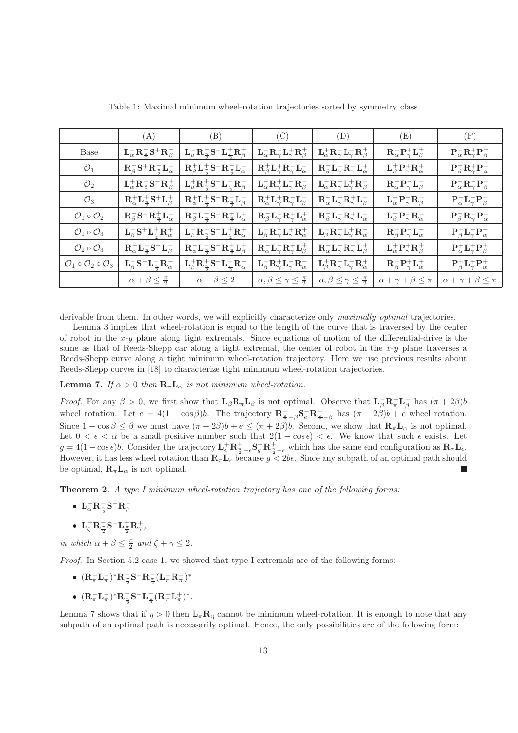Table 1: Maximal minimum wheel-rotation trajectories sorted by symmetry class

| | (A) | (B) | (C) | (D) | (E) | (F) |
|---|---|---|---|---|---|---|
| Base | $\mathbf{L}^-_\alpha\mathbf{R}^-_{\frac{\pi}{2}}\mathbf{S}^+\mathbf{R}^-_\beta$ | $\mathbf{L}^-_\alpha\mathbf{R}^-_{\frac{\pi}{2}}\mathbf{S}^+\mathbf{L}^+_{\frac{\pi}{2}}\mathbf{R}^+_\beta$ | $\mathbf{L}^-_\alpha\mathbf{R}^-_\gamma\mathbf{L}^+_\gamma\mathbf{R}^+_\beta$ | $\mathbf{L}^+_\alpha\mathbf{R}^-_\gamma\mathbf{L}^-_\gamma\mathbf{R}^+_\beta$ | $\mathbf{R}^+_\alpha\mathbf{P}^+_\gamma\mathbf{L}^+_\beta$ | $\mathbf{P}^+_\alpha\mathbf{R}^+_\gamma\mathbf{P}^+_\beta$ |
| $\mathcal{O}_1$ | $\mathbf{R}^-_\beta\mathbf{S}^+\mathbf{R}^-_{\frac{\pi}{2}}\mathbf{L}^-_\alpha$ | $\mathbf{R}^+_\beta\mathbf{L}^+_{\frac{\pi}{2}}\mathbf{S}^+\mathbf{R}^-_{\frac{\pi}{2}}\mathbf{L}^-_\alpha$ | $\mathbf{R}^+_\beta\mathbf{L}^+_\gamma\mathbf{R}^-_\gamma\mathbf{L}^-_\alpha$ | $\mathbf{R}^+_\beta\mathbf{L}^-_\gamma\mathbf{R}^-_\gamma\mathbf{L}^+_\alpha$ | $\mathbf{L}^+_\beta\mathbf{P}^+_\gamma\mathbf{R}^+_\alpha$ | $\mathbf{P}^+_\beta\mathbf{R}^+_\gamma\mathbf{P}^+_\alpha$ |
| $\mathcal{O}_2$ | $\mathbf{L}^+_\alpha\mathbf{R}^+_{\frac{\pi}{2}}\mathbf{S}^-\mathbf{R}^+_\beta$ | $\mathbf{L}^+_\alpha\mathbf{R}^+_{\frac{\pi}{2}}\mathbf{S}^-\mathbf{L}^-_{\frac{\pi}{2}}\mathbf{R}^-_\beta$ | $\mathbf{L}^+_\alpha\mathbf{R}^+_\gamma\mathbf{L}^-_\gamma\mathbf{R}^-_\beta$ | $\mathbf{L}^-_\alpha\mathbf{R}^+_\gamma\mathbf{L}^+_\gamma\mathbf{R}^-_\beta$ | $\mathbf{R}^-_\alpha\mathbf{P}^-_\gamma\mathbf{L}^-_\beta$ | $\mathbf{P}^-_\alpha\mathbf{R}^-_\gamma\mathbf{P}^-_\beta$ |
| $\mathcal{O}_3$ | $\mathbf{R}^+_\alpha\mathbf{L}^+_{\frac{\pi}{2}}\mathbf{S}^+\mathbf{L}^+_\beta$ | $\mathbf{R}^+_\alpha\mathbf{L}^+_{\frac{\pi}{2}}\mathbf{S}^+\mathbf{R}^-_{\frac{\pi}{2}}\mathbf{L}^-_\beta$ | $\mathbf{R}^+_\alpha\mathbf{L}^+_\gamma\mathbf{R}^-_\gamma\mathbf{L}^-_\beta$ | $\mathbf{R}^-_\alpha\mathbf{L}^+_\gamma\mathbf{R}^+_\gamma\mathbf{L}^-_\beta$ | $\mathbf{L}^-_\alpha\mathbf{P}^-_\gamma\mathbf{R}^-_\beta$ | $\mathbf{P}^-_\alpha\mathbf{L}^-_\gamma\mathbf{P}^-_\beta$ |
| $\mathcal{O}_1\circ\mathcal{O}_2$ | $\mathbf{R}^+_\beta\mathbf{S}^-\mathbf{R}^+_{\frac{\pi}{2}}\mathbf{L}^+_\alpha$ | $\mathbf{R}^-_\beta\mathbf{L}^-_{\frac{\pi}{2}}\mathbf{S}^-\mathbf{R}^+_{\frac{\pi}{2}}\mathbf{L}^+_\alpha$ | $\mathbf{R}^-_\beta\mathbf{L}^-_\gamma\mathbf{R}^+_\gamma\mathbf{L}^+_\alpha$ | $\mathbf{R}^-_\beta\mathbf{L}^+_\gamma\mathbf{R}^+_\gamma\mathbf{L}^-_\alpha$ | $\mathbf{L}^-_\beta\mathbf{P}^-_\gamma\mathbf{R}^-_\alpha$ | $\mathbf{P}^-_\beta\mathbf{R}^-_\gamma\mathbf{P}^-_\alpha$ |
| $\mathcal{O}_1\circ\mathcal{O}_3$ | $\mathbf{L}^+_\beta\mathbf{S}^+\mathbf{L}^+_{\frac{\pi}{2}}\mathbf{R}^+_\alpha$ | $\mathbf{L}^-_\beta\mathbf{R}^-_{\frac{\pi}{2}}\mathbf{S}^+\mathbf{L}^+_{\frac{\pi}{2}}\mathbf{R}^+_\alpha$ | $\mathbf{L}^-_\beta\mathbf{R}^-_\gamma\mathbf{L}^+_\gamma\mathbf{R}^+_\alpha$ | $\mathbf{L}^-_\beta\mathbf{R}^+_\gamma\mathbf{L}^+_\gamma\mathbf{R}^-_\alpha$ | $\mathbf{R}^-_\beta\mathbf{P}^-_\gamma\mathbf{L}^-_\alpha$ | $\mathbf{P}^-_\beta\mathbf{L}^-_\gamma\mathbf{P}^-_\alpha$ |
| $\mathcal{O}_2\circ\mathcal{O}_3$ | $\mathbf{R}^-_\alpha\mathbf{L}^-_{\frac{\pi}{2}}\mathbf{S}^-\mathbf{L}^-_\beta$ | $\mathbf{R}^-_\alpha\mathbf{L}^-_{\frac{\pi}{2}}\mathbf{S}^-\mathbf{R}^+_{\frac{\pi}{2}}\mathbf{L}^+_\beta$ | $\mathbf{R}^-_\alpha\mathbf{L}^-_\gamma\mathbf{R}^+_\gamma\mathbf{L}^+_\beta$ | $\mathbf{R}^+_\alpha\mathbf{L}^-_\gamma\mathbf{R}^-_\gamma\mathbf{L}^+_\beta$ | $\mathbf{L}^+_\alpha\mathbf{P}^+_\gamma\mathbf{R}^+_\beta$ | $\mathbf{P}^+_\alpha\mathbf{L}^+_\gamma\mathbf{P}^+_\beta$ |
| $\mathcal{O}_1\circ\mathcal{O}_2\circ\mathcal{O}_3$ | $\mathbf{L}^-_\beta\mathbf{S}^-\mathbf{L}^-_{\frac{\pi}{2}}\mathbf{R}^-_\alpha$ | $\mathbf{L}^+_\beta\mathbf{R}^+_{\frac{\pi}{2}}\mathbf{S}^-\mathbf{L}^-_{\frac{\pi}{2}}\mathbf{R}^-_\alpha$ | $\mathbf{L}^+_\beta\mathbf{R}^+_\gamma\mathbf{L}^-_\gamma\mathbf{R}^-_\alpha$ | $\mathbf{L}^+_\beta\mathbf{R}^-_\gamma\mathbf{L}^-_\gamma\mathbf{R}^+_\alpha$ | $\mathbf{R}^+_\beta\mathbf{P}^+_\gamma\mathbf{L}^+_\alpha$ | $\mathbf{P}^+_\beta\mathbf{L}^+_\gamma\mathbf{P}^+_\alpha$ |
| | $\alpha+\beta\leq\frac{\pi}{2}$ | $\alpha+\beta\leq 2$ | $\alpha,\beta\leq\gamma\leq\frac{\pi}{2}$ | $\alpha,\beta\leq\gamma\leq\frac{\pi}{2}$ | $\alpha+\gamma+\beta\leq\pi$ | $\alpha+\gamma+\beta\leq\pi$ |

derivable from them. In other words, we will explicitly characterize only *maximally optimal* trajectories.

Lemma 3 implies that wheel-rotation is equal to the length of the curve that is traversed by the center of robot in the $x$-$y$ plane along tight extremals. Since equations of motion of the differential-drive is the same as that of Reeds-Shepp car along a tight extremal, the center of robot in the $x$-$y$ plane traverses a Reeds-Shepp curve along a tight minimum wheel-rotation trajectory. Here we use previous results about Reeds-Shepp curves in [18] to characterize tight minimum wheel-rotation trajectories.

**Lemma 7.** *If $\alpha > 0$ then $\mathbf{R}_\pi\mathbf{L}_\alpha$ is not minimum wheel-rotation.*

*Proof.* For any $\beta > 0$, we first show that $\mathbf{L}_\beta\mathbf{R}_\pi\mathbf{L}_\beta$ is not optimal. Observe that $\mathbf{L}^-_\beta\mathbf{R}^-_\pi\mathbf{L}^-_\beta$ has $(\pi+2\beta)b$ wheel rotation. Let $e = 4(1-\cos\beta)b$. The trajectory $\mathbf{R}^+_{\frac{\pi}{2}-\beta}\mathbf{S}^-_e\mathbf{R}^+_{\frac{\pi}{2}-\beta}$ has $(\pi-2\beta)b+e$ wheel rotation. Since $1-\cos\beta\leq\beta$ we must have $(\pi-2\beta)b+e\leq(\pi+2\beta)b$. Second, we show that $\mathbf{R}_\pi\mathbf{L}_\alpha$ is not optimal. Let $0<\epsilon<\alpha$ be a small positive number such that $2(1-\cos\epsilon)<\epsilon$. We know that such $\epsilon$ exists. Let $g = 4(1-\cos\epsilon)b$. Consider the trajectory $\mathbf{L}^+_\epsilon\mathbf{R}^+_{\frac{\pi}{2}-\epsilon}\mathbf{S}^-_g\mathbf{R}^+_{\frac{\pi}{2}-\epsilon}$ which has the same end configuration as $\mathbf{R}_\pi\mathbf{L}_\epsilon$. However, it has less wheel rotation than $\mathbf{R}_\pi\mathbf{L}_\epsilon$ because $g<2b\epsilon$. Since any subpath of an optimal path should be optimal, $\mathbf{R}_\pi\mathbf{L}_\alpha$ is not optimal. ∎

**Theorem 2.** *A type I minimum wheel-rotation trajectory has one of the following forms:*

- $\mathbf{L}^-_\alpha\mathbf{R}^-_{\frac{\pi}{2}}\mathbf{S}^+\mathbf{R}^-_\beta$
- $\mathbf{L}^-_\zeta\mathbf{R}^-_{\frac{\pi}{2}}\mathbf{S}^+\mathbf{L}^+_{\frac{\pi}{2}}\mathbf{R}^+_\gamma$,

*in which $\alpha+\beta\leq\frac{\pi}{2}$ and $\zeta+\gamma\leq 2$.*

*Proof.* In Section 5.2 case 1, we showed that type I extremals are of the following forms:

- $(\mathbf{R}^-_\pi\mathbf{L}^-_\pi)^*\mathbf{R}^-_{\frac{\pi}{2}}\mathbf{S}^+\mathbf{R}^-_{\frac{\pi}{2}}(\mathbf{L}^-_\pi\mathbf{R}^-_\pi)^*$
- $(\mathbf{R}^-_\pi\mathbf{L}^-_\pi)^*\mathbf{R}^-_{\frac{\pi}{2}}\mathbf{S}^+\mathbf{L}^+_{\frac{\pi}{2}}(\mathbf{R}^+_\pi\mathbf{L}^+_\pi)^*$.

Lemma 7 shows that if $\eta > 0$ then $\mathbf{L}_\pi\mathbf{R}_\eta$ cannot be minimum wheel-rotation. It is enough to note that any subpath of an optimal path is necessarily optimal. Hence, the only possibilities are of the following form: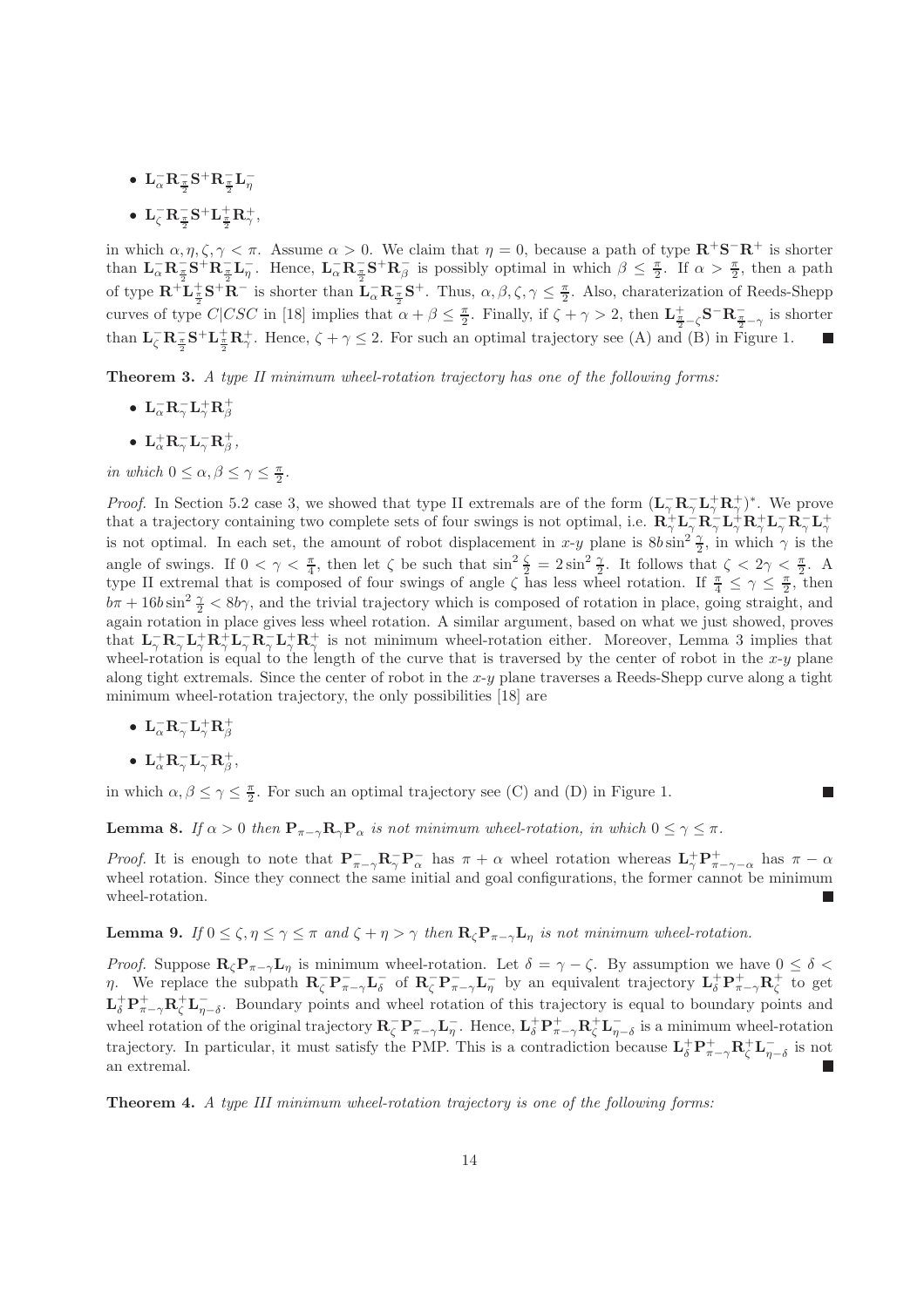- $\mathbf{L}_\alpha^-\mathbf{R}_{\frac{\pi}{2}}^-\mathbf{S}^+\mathbf{R}_{\frac{\pi}{2}}^-\mathbf{L}_\eta^-$
- $\mathbf{L}_\zeta^-\mathbf{R}_{\frac{\pi}{2}}^-\mathbf{S}^+\mathbf{L}_{\frac{\pi}{2}}^+\mathbf{R}_\gamma^+$,

in which $\alpha, \eta, \zeta, \gamma < \pi$. Assume $\alpha > 0$. We claim that $\eta = 0$, because a path of type $\mathbf{R}^+\mathbf{S}^-\mathbf{R}^+$ is shorter than $\mathbf{L}_\alpha^-\mathbf{R}_{\frac{\pi}{2}}^-\mathbf{S}^+\mathbf{R}_{\frac{\pi}{2}}^-\mathbf{L}_\eta^-$. Hence, $\mathbf{L}_\alpha^-\mathbf{R}_{\frac{\pi}{2}}^-\mathbf{S}^+\mathbf{R}_\beta^-$ is possibly optimal in which $\beta \leq \frac{\pi}{2}$. If $\alpha > \frac{\pi}{2}$, then a path of type $\mathbf{R}^+\mathbf{L}_{\frac{\pi}{2}}^+\mathbf{S}^+\mathbf{R}^-$ is shorter than $\mathbf{L}_\alpha^-\mathbf{R}_{\frac{\pi}{2}}^-\mathbf{S}^+$. Thus, $\alpha, \beta, \zeta, \gamma \leq \frac{\pi}{2}$. Also, charaterization of Reeds-Shepp curves of type $C|CSC$ in [18] implies that $\alpha + \beta \leq \frac{\pi}{2}$. Finally, if $\zeta + \gamma > 2$, then $\mathbf{L}_{\frac{\pi}{2}-\zeta}^+\mathbf{S}^-\mathbf{R}_{\frac{\pi}{2}-\gamma}^-$ is shorter than $\mathbf{L}_\zeta^-\mathbf{R}_{\frac{\pi}{2}}^-\mathbf{S}^+\mathbf{L}_{\frac{\pi}{2}}^+\mathbf{R}_\gamma^+$. Hence, $\zeta + \gamma \leq 2$. For such an optimal trajectory see (A) and (B) in Figure 1. ■

**Theorem 3.** *A type II minimum wheel-rotation trajectory has one of the following forms:*

- $\mathbf{L}_\alpha^-\mathbf{R}_\gamma^-\mathbf{L}_\gamma^+\mathbf{R}_\beta^+$
- $\mathbf{L}_\alpha^+\mathbf{R}_\gamma^-\mathbf{L}_\gamma^-\mathbf{R}_\beta^+$,

*in which* $0 \leq \alpha, \beta \leq \gamma \leq \frac{\pi}{2}$.

*Proof.* In Section 5.2 case 3, we showed that type II extremals are of the form $(\mathbf{L}_\gamma^-\mathbf{R}_\gamma^-\mathbf{L}_\gamma^+\mathbf{R}_\gamma^+)^*$. We prove that a trajectory containing two complete sets of four swings is not optimal, i.e. $\mathbf{R}_\gamma^+\mathbf{L}_\gamma^-\mathbf{R}_\gamma^-\mathbf{L}_\gamma^+\mathbf{R}_\gamma^+\mathbf{L}_\gamma^-\mathbf{R}_\gamma^-\mathbf{L}_\gamma^+$ is not optimal. In each set, the amount of robot displacement in $x$-$y$ plane is $8b\sin^2\frac{\gamma}{2}$, in which $\gamma$ is the angle of swings. If $0 < \gamma < \frac{\pi}{4}$, then let $\zeta$ be such that $\sin^2\frac{\zeta}{2} = 2\sin^2\frac{\gamma}{2}$. It follows that $\zeta < 2\gamma < \frac{\pi}{2}$. A type II extremal that is composed of four swings of angle $\zeta$ has less wheel rotation. If $\frac{\pi}{4} \leq \gamma \leq \frac{\pi}{2}$, then $b\pi + 16b\sin^2\frac{\gamma}{2} < 8b\gamma$, and the trivial trajectory which is composed of rotation in place, going straight, and again rotation in place gives less wheel rotation. A similar argument, based on what we just showed, proves that $\mathbf{L}_\gamma^-\mathbf{R}_\gamma^-\mathbf{L}_\gamma^+\mathbf{R}_\gamma^+\mathbf{L}_\gamma^-\mathbf{R}_\gamma^-\mathbf{L}_\gamma^+\mathbf{R}_\gamma^+$ is not minimum wheel-rotation either. Moreover, Lemma 3 implies that wheel-rotation is equal to the length of the curve that is traversed by the center of robot in the $x$-$y$ plane along tight extremals. Since the center of robot in the $x$-$y$ plane traverses a Reeds-Shepp curve along a tight minimum wheel-rotation trajectory, the only possibilities [18] are

- $\mathbf{L}_\alpha^-\mathbf{R}_\gamma^-\mathbf{L}_\gamma^+\mathbf{R}_\beta^+$
- $\mathbf{L}_\alpha^+\mathbf{R}_\gamma^-\mathbf{L}_\gamma^-\mathbf{R}_\beta^+$,

in which $\alpha, \beta \leq \gamma \leq \frac{\pi}{2}$. For such an optimal trajectory see (C) and (D) in Figure 1. ■

**Lemma 8.** *If* $\alpha > 0$ *then* $\mathbf{P}_{\pi-\gamma}\mathbf{R}_\gamma\mathbf{P}_\alpha$ *is not minimum wheel-rotation, in which* $0 \leq \gamma \leq \pi$.

*Proof.* It is enough to note that $\mathbf{P}_{\pi-\gamma}^-\mathbf{R}_\gamma^-\mathbf{P}_\alpha^-$ has $\pi + \alpha$ wheel rotation whereas $\mathbf{L}_\gamma^+\mathbf{P}_{\pi-\gamma-\alpha}^+$ has $\pi - \alpha$ wheel rotation. Since they connect the same initial and goal configurations, the former cannot be minimum wheel-rotation. ■

**Lemma 9.** *If* $0 \leq \zeta, \eta \leq \gamma \leq \pi$ *and* $\zeta + \eta > \gamma$ *then* $\mathbf{R}_\zeta\mathbf{P}_{\pi-\gamma}\mathbf{L}_\eta$ *is not minimum wheel-rotation.*

*Proof.* Suppose $\mathbf{R}_\zeta\mathbf{P}_{\pi-\gamma}\mathbf{L}_\eta$ is minimum wheel-rotation. Let $\delta = \gamma - \zeta$. By assumption we have $0 \leq \delta < \eta$. We replace the subpath $\mathbf{R}_\zeta^-\mathbf{P}_{\pi-\gamma}^-\mathbf{L}_\delta^-$ of $\mathbf{R}_\zeta^-\mathbf{P}_{\pi-\gamma}^-\mathbf{L}_\eta^-$ by an equivalent trajectory $\mathbf{L}_\delta^+\mathbf{P}_{\pi-\gamma}^+\mathbf{R}_\zeta^+$ to get $\mathbf{L}_\delta^+\mathbf{P}_{\pi-\gamma}^+\mathbf{R}_\zeta^+\mathbf{L}_{\eta-\delta}^-$. Boundary points and wheel rotation of this trajectory is equal to boundary points and wheel rotation of the original trajectory $\mathbf{R}_\zeta^-\mathbf{P}_{\pi-\gamma}^-\mathbf{L}_\eta^-$. Hence, $\mathbf{L}_\delta^+\mathbf{P}_{\pi-\gamma}^+\mathbf{R}_\zeta^+\mathbf{L}_{\eta-\delta}^-$ is a minimum wheel-rotation trajectory. In particular, it must satisfy the PMP. This is a contradiction because $\mathbf{L}_\delta^+\mathbf{P}_{\pi-\gamma}^+\mathbf{R}_\zeta^+\mathbf{L}_{\eta-\delta}^-$ is not an extremal. ■

**Theorem 4.** *A type III minimum wheel-rotation trajectory is one of the following forms:*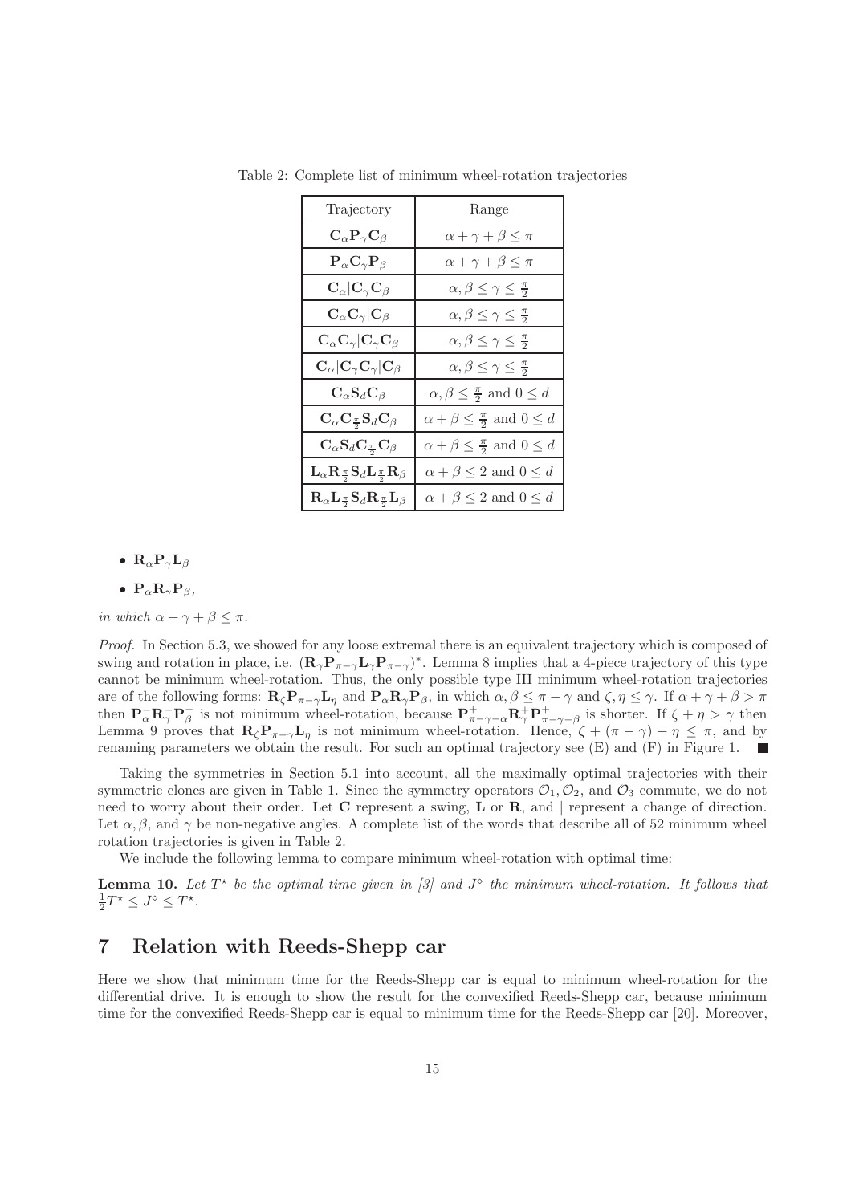Table 2: Complete list of minimum wheel-rotation trajectories

| Trajectory | Range |
|---|---|
| $\mathbf{C}_\alpha \mathbf{P}_\gamma \mathbf{C}_\beta$ | $\alpha + \gamma + \beta \leq \pi$ |
| $\mathbf{P}_\alpha \mathbf{C}_\gamma \mathbf{P}_\beta$ | $\alpha + \gamma + \beta \leq \pi$ |
| $\mathbf{C}_\alpha \vert \mathbf{C}_\gamma \mathbf{C}_\beta$ | $\alpha, \beta \leq \gamma \leq \frac{\pi}{2}$ |
| $\mathbf{C}_\alpha \mathbf{C}_\gamma \vert \mathbf{C}_\beta$ | $\alpha, \beta \leq \gamma \leq \frac{\pi}{2}$ |
| $\mathbf{C}_\alpha \mathbf{C}_\gamma \vert \mathbf{C}_\gamma \mathbf{C}_\beta$ | $\alpha, \beta \leq \gamma \leq \frac{\pi}{2}$ |
| $\mathbf{C}_\alpha \vert \mathbf{C}_\gamma \mathbf{C}_\gamma \vert \mathbf{C}_\beta$ | $\alpha, \beta \leq \gamma \leq \frac{\pi}{2}$ |
| $\mathbf{C}_\alpha \mathbf{S}_d \mathbf{C}_\beta$ | $\alpha, \beta \leq \frac{\pi}{2}$ and $0 \leq d$ |
| $\mathbf{C}_\alpha \mathbf{C}_{\frac{\pi}{2}} \mathbf{S}_d \mathbf{C}_\beta$ | $\alpha + \beta \leq \frac{\pi}{2}$ and $0 \leq d$ |
| $\mathbf{C}_\alpha \mathbf{S}_d \mathbf{C}_{\frac{\pi}{2}} \mathbf{C}_\beta$ | $\alpha + \beta \leq \frac{\pi}{2}$ and $0 \leq d$ |
| $\mathbf{L}_\alpha \mathbf{R}_{\frac{\pi}{2}} \mathbf{S}_d \mathbf{L}_{\frac{\pi}{2}} \mathbf{R}_\beta$ | $\alpha + \beta \leq 2$ and $0 \leq d$ |
| $\mathbf{R}_\alpha \mathbf{L}_{\frac{\pi}{2}} \mathbf{S}_d \mathbf{R}_{\frac{\pi}{2}} \mathbf{L}_\beta$ | $\alpha + \beta \leq 2$ and $0 \leq d$ |

- $\mathbf{R}_\alpha \mathbf{P}_\gamma \mathbf{L}_\beta$
- $\mathbf{P}_\alpha \mathbf{R}_\gamma \mathbf{P}_\beta$,

*in which* $\alpha + \gamma + \beta \leq \pi$.

*Proof.* In Section 5.3, we showed for any loose extremal there is an equivalent trajectory which is composed of swing and rotation in place, i.e. $(\mathbf{R}_\gamma \mathbf{P}_{\pi-\gamma} \mathbf{L}_\gamma \mathbf{P}_{\pi-\gamma})^*$. Lemma 8 implies that a 4-piece trajectory of this type cannot be minimum wheel-rotation. Thus, the only possible type III minimum wheel-rotation trajectories are of the following forms: $\mathbf{R}_\zeta \mathbf{P}_{\pi-\gamma} \mathbf{L}_\eta$ and $\mathbf{P}_\alpha \mathbf{R}_\gamma \mathbf{P}_\beta$, in which $\alpha, \beta \leq \pi - \gamma$ and $\zeta, \eta \leq \gamma$. If $\alpha + \gamma + \beta > \pi$ then $\mathbf{P}^-_\alpha \mathbf{R}^-_\gamma \mathbf{P}^-_\beta$ is not minimum wheel-rotation, because $\mathbf{P}^+_{\pi-\gamma-\alpha} \mathbf{R}^+_\gamma \mathbf{P}^+_{\pi-\gamma-\beta}$ is shorter. If $\zeta + \eta > \gamma$ then Lemma 9 proves that $\mathbf{R}_\zeta \mathbf{P}_{\pi-\gamma} \mathbf{L}_\eta$ is not minimum wheel-rotation. Hence, $\zeta + (\pi - \gamma) + \eta \leq \pi$, and by renaming parameters we obtain the result. For such an optimal trajectory see (E) and (F) in Figure 1. ∎

Taking the symmetries in Section 5.1 into account, all the maximally optimal trajectories with their symmetric clones are given in Table 1. Since the symmetry operators $\mathcal{O}_1, \mathcal{O}_2$, and $\mathcal{O}_3$ commute, we do not need to worry about their order. Let $\mathbf{C}$ represent a swing, $\mathbf{L}$ or $\mathbf{R}$, and | represent a change of direction. Let $\alpha, \beta$, and $\gamma$ be non-negative angles. A complete list of the words that describe all of 52 minimum wheel rotation trajectories is given in Table 2.

We include the following lemma to compare minimum wheel-rotation with optimal time:

**Lemma 10.** *Let $T^\star$ be the optimal time given in [3] and $J^\diamond$ the minimum wheel-rotation. It follows that* $\frac{1}{2}T^\star \leq J^\diamond \leq T^\star$.

# 7 Relation with Reeds-Shepp car

Here we show that minimum time for the Reeds-Shepp car is equal to minimum wheel-rotation for the differential drive. It is enough to show the result for the convexified Reeds-Shepp car, because minimum time for the convexified Reeds-Shepp car is equal to minimum time for the Reeds-Shepp car [20]. Moreover,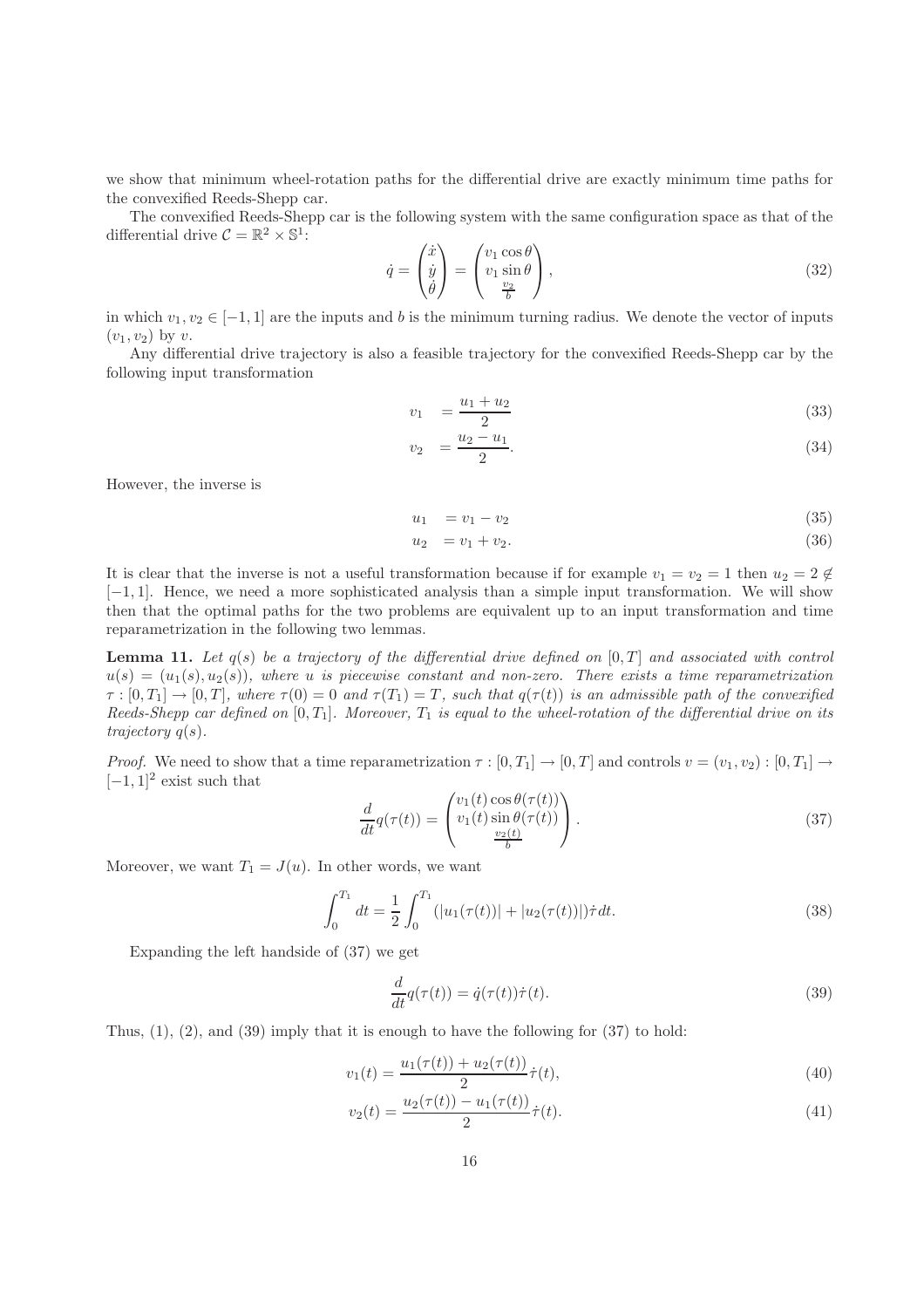we show that minimum wheel-rotation paths for the differential drive are exactly minimum time paths for the convexified Reeds-Shepp car.

The convexified Reeds-Shepp car is the following system with the same configuration space as that of the differential drive $\mathcal{C} = \mathbb{R}^2 \times \mathbb{S}^1$:

$$\dot{q} = \begin{pmatrix} \dot{x} \\ \dot{y} \\ \dot{\theta} \end{pmatrix} = \begin{pmatrix} v_1 \cos\theta \\ v_1 \sin\theta \\ \frac{v_2}{b} \end{pmatrix}, \tag{32}$$

in which $v_1, v_2 \in [-1, 1]$ are the inputs and $b$ is the minimum turning radius. We denote the vector of inputs $(v_1, v_2)$ by $v$.

Any differential drive trajectory is also a feasible trajectory for the convexified Reeds-Shepp car by the following input transformation

$$v_1 = \frac{u_1 + u_2}{2} \tag{33}$$

$$v_2 = \frac{u_2 - u_1}{2}. \tag{34}$$

However, the inverse is

$$u_1 = v_1 - v_2 \tag{35}$$

$$u_2 = v_1 + v_2. \tag{36}$$

It is clear that the inverse is not a useful transformation because if for example $v_1 = v_2 = 1$ then $u_2 = 2 \notin [-1, 1]$. Hence, we need a more sophisticated analysis than a simple input transformation. We will show then that the optimal paths for the two problems are equivalent up to an input transformation and time reparametrization in the following two lemmas.

**Lemma 11.** *Let $q(s)$ be a trajectory of the differential drive defined on $[0, T]$ and associated with control $u(s) = (u_1(s), u_2(s))$, where $u$ is piecewise constant and non-zero. There exists a time reparametrization $\tau : [0, T_1] \to [0, T]$, where $\tau(0) = 0$ and $\tau(T_1) = T$, such that $q(\tau(t))$ is an admissible path of the convexified Reeds-Shepp car defined on $[0, T_1]$. Moreover, $T_1$ is equal to the wheel-rotation of the differential drive on its trajectory $q(s)$.*

*Proof.* We need to show that a time reparametrization $\tau : [0, T_1] \to [0, T]$ and controls $v = (v_1, v_2) : [0, T_1] \to [-1, 1]^2$ exist such that

$$\frac{d}{dt} q(\tau(t)) = \begin{pmatrix} v_1(t) \cos\theta(\tau(t)) \\ v_1(t) \sin\theta(\tau(t)) \\ \frac{v_2(t)}{b} \end{pmatrix}. \tag{37}$$

Moreover, we want $T_1 = J(u)$. In other words, we want

$$\int_0^{T_1} dt = \frac{1}{2} \int_0^{T_1} (|u_1(\tau(t))| + |u_2(\tau(t))|) \dot{\tau} dt. \tag{38}$$

Expanding the left handside of (37) we get

$$\frac{d}{dt} q(\tau(t)) = \dot{q}(\tau(t)) \dot{\tau}(t). \tag{39}$$

Thus, (1), (2), and (39) imply that it is enough to have the following for (37) to hold:

$$v_1(t) = \frac{u_1(\tau(t)) + u_2(\tau(t))}{2} \dot{\tau}(t), \tag{40}$$

$$v_2(t) = \frac{u_2(\tau(t)) - u_1(\tau(t))}{2} \dot{\tau}(t). \tag{41}$$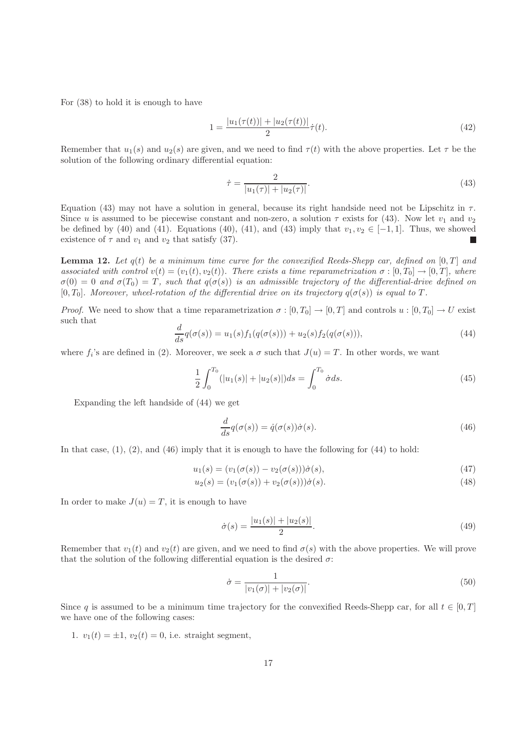For (38) to hold it is enough to have

$$1 = \frac{|u_1(\tau(t))| + |u_2(\tau(t))|}{2}\dot{\tau}(t). \tag{42}$$

Remember that $u_1(s)$ and $u_2(s)$ are given, and we need to find $\tau(t)$ with the above properties. Let $\tau$ be the solution of the following ordinary differential equation:

$$\dot{\tau} = \frac{2}{|u_1(\tau)| + |u_2(\tau)|}. \tag{43}$$

Equation (43) may not have a solution in general, because its right handside need not be Lipschitz in $\tau$. Since $u$ is assumed to be piecewise constant and non-zero, a solution $\tau$ exists for (43). Now let $v_1$ and $v_2$ be defined by (40) and (41). Equations (40), (41), and (43) imply that $v_1, v_2 \in [-1, 1]$. Thus, we showed existence of $\tau$ and $v_1$ and $v_2$ that satisfy (37). ∎

**Lemma 12.** *Let $q(t)$ be a minimum time curve for the convexified Reeds-Shepp car, defined on $[0, T]$ and associated with control $v(t) = (v_1(t), v_2(t))$. There exists a time reparametrization $\sigma : [0, T_0] \to [0, T]$, where $\sigma(0) = 0$ and $\sigma(T_0) = T$, such that $q(\sigma(s))$ is an admissible trajectory of the differential-drive defined on $[0, T_0]$. Moreover, wheel-rotation of the differential drive on its trajectory $q(\sigma(s))$ is equal to $T$.*

*Proof.* We need to show that a time reparametrization $\sigma : [0, T_0] \to [0, T]$ and controls $u : [0, T_0] \to U$ exist such that

$$\frac{d}{ds}q(\sigma(s)) = u_1(s)f_1(q(\sigma(s))) + u_2(s)f_2(q(\sigma(s))), \tag{44}$$

where $f_i$'s are defined in (2). Moreover, we seek a $\sigma$ such that $J(u) = T$. In other words, we want

$$\frac{1}{2}\int_0^{T_0}(|u_1(s)| + |u_2(s)|)ds = \int_0^{T_0}\dot{\sigma}ds. \tag{45}$$

Expanding the left handside of (44) we get

$$\frac{d}{ds}q(\sigma(s)) = \dot{q}(\sigma(s))\dot{\sigma}(s). \tag{46}$$

In that case, (1), (2), and (46) imply that it is enough to have the following for (44) to hold:

$$u_1(s) = (v_1(\sigma(s)) - v_2(\sigma(s)))\dot{\sigma}(s), \tag{47}$$

$$u_2(s) = (v_1(\sigma(s)) + v_2(\sigma(s)))\dot{\sigma}(s). \tag{48}$$

In order to make $J(u) = T$, it is enough to have

$$\dot{\sigma}(s) = \frac{|u_1(s)| + |u_2(s)|}{2}. \tag{49}$$

Remember that $v_1(t)$ and $v_2(t)$ are given, and we need to find $\sigma(s)$ with the above properties. We will prove that the solution of the following differential equation is the desired $\sigma$:

$$\dot{\sigma} = \frac{1}{|v_1(\sigma)| + |v_2(\sigma)|}. \tag{50}$$

Since $q$ is assumed to be a minimum time trajectory for the convexified Reeds-Shepp car, for all $t \in [0, T]$ we have one of the following cases:

1. $v_1(t) = \pm 1$, $v_2(t) = 0$, i.e. straight segment,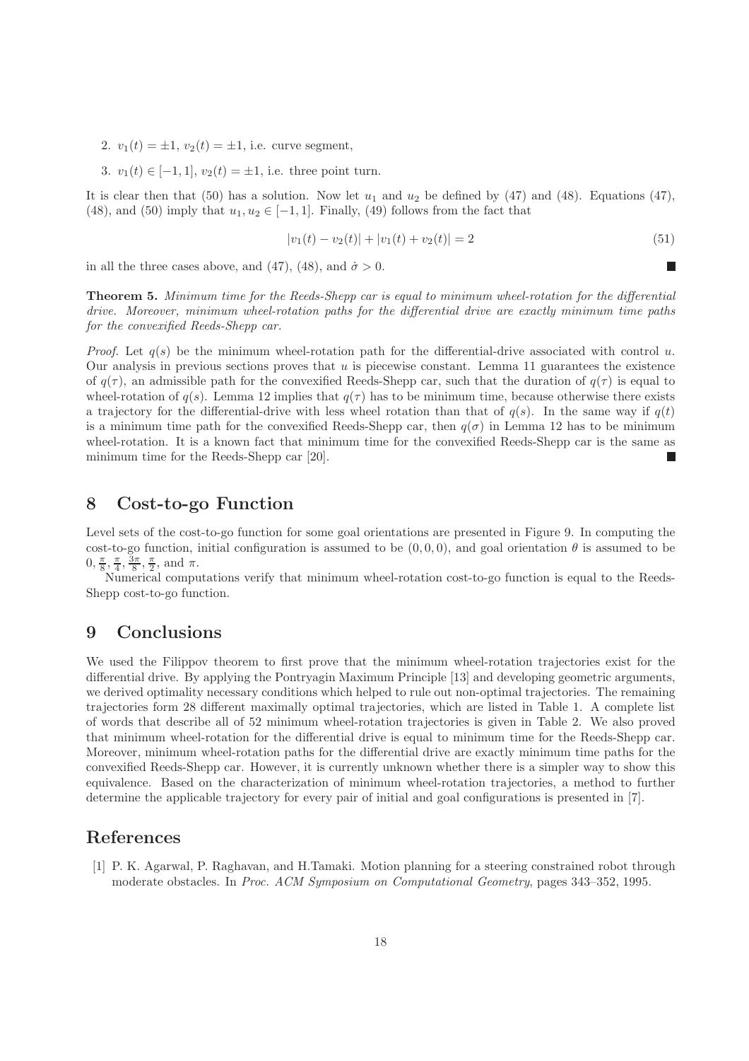2. $v_1(t) = \pm 1$, $v_2(t) = \pm 1$, i.e. curve segment,

3. $v_1(t) \in [-1, 1]$, $v_2(t) = \pm 1$, i.e. three point turn.

It is clear then that (50) has a solution. Now let $u_1$ and $u_2$ be defined by (47) and (48). Equations (47), (48), and (50) imply that $u_1, u_2 \in [-1, 1]$. Finally, (49) follows from the fact that

$$|v_1(t) - v_2(t)| + |v_1(t) + v_2(t)| = 2 \tag{51}$$

in all the three cases above, and (47), (48), and $\dot{\sigma} > 0$. ■

**Theorem 5.** *Minimum time for the Reeds-Shepp car is equal to minimum wheel-rotation for the differential drive. Moreover, minimum wheel-rotation paths for the differential drive are exactly minimum time paths for the convexified Reeds-Shepp car.*

*Proof.* Let $q(s)$ be the minimum wheel-rotation path for the differential-drive associated with control $u$. Our analysis in previous sections proves that $u$ is piecewise constant. Lemma 11 guarantees the existence of $q(\tau)$, an admissible path for the convexified Reeds-Shepp car, such that the duration of $q(\tau)$ is equal to wheel-rotation of $q(s)$. Lemma 12 implies that $q(\tau)$ has to be minimum time, because otherwise there exists a trajectory for the differential-drive with less wheel rotation than that of $q(s)$. In the same way if $q(t)$ is a minimum time path for the convexified Reeds-Shepp car, then $q(\sigma)$ in Lemma 12 has to be minimum wheel-rotation. It is a known fact that minimum time for the convexified Reeds-Shepp car is the same as minimum time for the Reeds-Shepp car [20]. ■

## 8 Cost-to-go Function

Level sets of the cost-to-go function for some goal orientations are presented in Figure 9. In computing the cost-to-go function, initial configuration is assumed to be $(0, 0, 0)$, and goal orientation $\theta$ is assumed to be $0, \frac{\pi}{8}, \frac{\pi}{4}, \frac{3\pi}{8}, \frac{\pi}{2}$, and $\pi$.

Numerical computations verify that minimum wheel-rotation cost-to-go function is equal to the Reeds-Shepp cost-to-go function.

## 9 Conclusions

We used the Filippov theorem to first prove that the minimum wheel-rotation trajectories exist for the differential drive. By applying the Pontryagin Maximum Principle [13] and developing geometric arguments, we derived optimality necessary conditions which helped to rule out non-optimal trajectories. The remaining trajectories form 28 different maximally optimal trajectories, which are listed in Table 1. A complete list of words that describe all of 52 minimum wheel-rotation trajectories is given in Table 2. We also proved that minimum wheel-rotation for the differential drive is equal to minimum time for the Reeds-Shepp car. Moreover, minimum wheel-rotation paths for the differential drive are exactly minimum time paths for the convexified Reeds-Shepp car. However, it is currently unknown whether there is a simpler way to show this equivalence. Based on the characterization of minimum wheel-rotation trajectories, a method to further determine the applicable trajectory for every pair of initial and goal configurations is presented in [7].

## References

[1] P. K. Agarwal, P. Raghavan, and H.Tamaki. Motion planning for a steering constrained robot through moderate obstacles. In *Proc. ACM Symposium on Computational Geometry*, pages 343–352, 1995.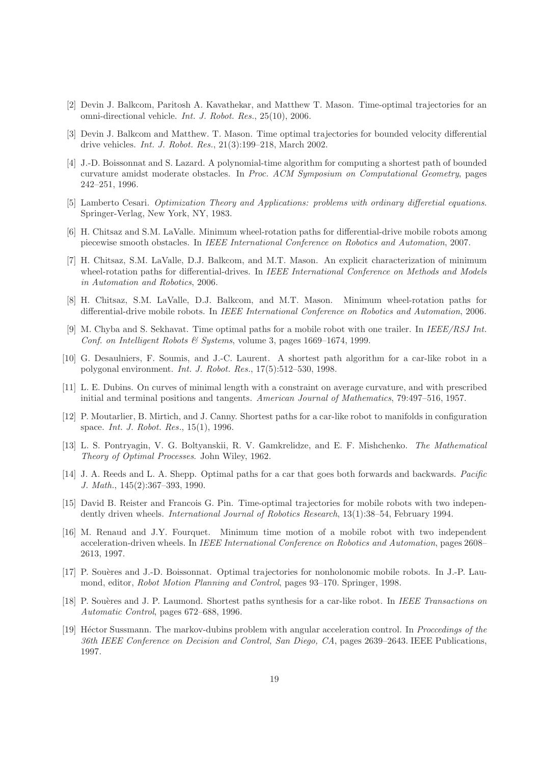[2] Devin J. Balkcom, Paritosh A. Kavathekar, and Matthew T. Mason. Time-optimal trajectories for an omni-directional vehicle. *Int. J. Robot. Res.*, 25(10), 2006.

[3] Devin J. Balkcom and Matthew. T. Mason. Time optimal trajectories for bounded velocity differential drive vehicles. *Int. J. Robot. Res.*, 21(3):199–218, March 2002.

[4] J.-D. Boissonnat and S. Lazard. A polynomial-time algorithm for computing a shortest path of bounded curvature amidst moderate obstacles. In *Proc. ACM Symposium on Computational Geometry*, pages 242–251, 1996.

[5] Lamberto Cesari. *Optimization Theory and Applications: problems with ordinary differetial equations*. Springer-Verlag, New York, NY, 1983.

[6] H. Chitsaz and S.M. LaValle. Minimum wheel-rotation paths for differential-drive mobile robots among piecewise smooth obstacles. In *IEEE International Conference on Robotics and Automation*, 2007.

[7] H. Chitsaz, S.M. LaValle, D.J. Balkcom, and M.T. Mason. An explicit characterization of minimum wheel-rotation paths for differential-drives. In *IEEE International Conference on Methods and Models in Automation and Robotics*, 2006.

[8] H. Chitsaz, S.M. LaValle, D.J. Balkcom, and M.T. Mason. Minimum wheel-rotation paths for differential-drive mobile robots. In *IEEE International Conference on Robotics and Automation*, 2006.

[9] M. Chyba and S. Sekhavat. Time optimal paths for a mobile robot with one trailer. In *IEEE/RSJ Int. Conf. on Intelligent Robots & Systems*, volume 3, pages 1669–1674, 1999.

[10] G. Desaulniers, F. Soumis, and J.-C. Laurent. A shortest path algorithm for a car-like robot in a polygonal environment. *Int. J. Robot. Res.*, 17(5):512–530, 1998.

[11] L. E. Dubins. On curves of minimal length with a constraint on average curvature, and with prescribed initial and terminal positions and tangents. *American Journal of Mathematics*, 79:497–516, 1957.

[12] P. Moutarlier, B. Mirtich, and J. Canny. Shortest paths for a car-like robot to manifolds in configuration space. *Int. J. Robot. Res.*, 15(1), 1996.

[13] L. S. Pontryagin, V. G. Boltyanskii, R. V. Gamkrelidze, and E. F. Mishchenko. *The Mathematical Theory of Optimal Processes*. John Wiley, 1962.

[14] J. A. Reeds and L. A. Shepp. Optimal paths for a car that goes both forwards and backwards. *Pacific J. Math.*, 145(2):367–393, 1990.

[15] David B. Reister and Francois G. Pin. Time-optimal trajectories for mobile robots with two independently driven wheels. *International Journal of Robotics Research*, 13(1):38–54, February 1994.

[16] M. Renaud and J.Y. Fourquet. Minimum time motion of a mobile robot with two independent acceleration-driven wheels. In *IEEE International Conference on Robotics and Automation*, pages 2608–2613, 1997.

[17] P. Souères and J.-D. Boissonnat. Optimal trajectories for nonholonomic mobile robots. In J.-P. Laumond, editor, *Robot Motion Planning and Control*, pages 93–170. Springer, 1998.

[18] P. Souères and J. P. Laumond. Shortest paths synthesis for a car-like robot. In *IEEE Transactions on Automatic Control*, pages 672–688, 1996.

[19] Héctor Sussmann. The markov-dubins problem with angular acceleration control. In *Proccedings of the 36th IEEE Conference on Decision and Control, San Diego, CA*, pages 2639–2643. IEEE Publications, 1997.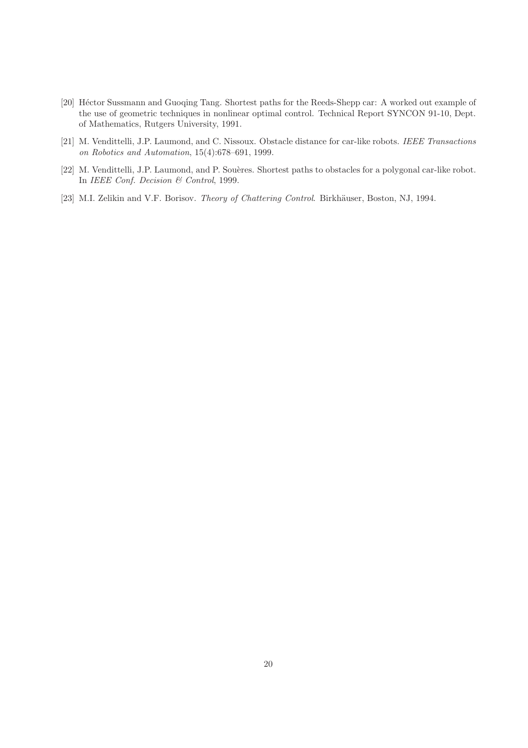[20] Héctor Sussmann and Guoqing Tang. Shortest paths for the Reeds-Shepp car: A worked out example of the use of geometric techniques in nonlinear optimal control. Technical Report SYNCON 91-10, Dept. of Mathematics, Rutgers University, 1991.

[21] M. Vendittelli, J.P. Laumond, and C. Nissoux. Obstacle distance for car-like robots. *IEEE Transactions on Robotics and Automation*, 15(4):678–691, 1999.

[22] M. Vendittelli, J.P. Laumond, and P. Souères. Shortest paths to obstacles for a polygonal car-like robot. In *IEEE Conf. Decision & Control*, 1999.

[23] M.I. Zelikin and V.F. Borisov. *Theory of Chattering Control*. Birkhäuser, Boston, NJ, 1994.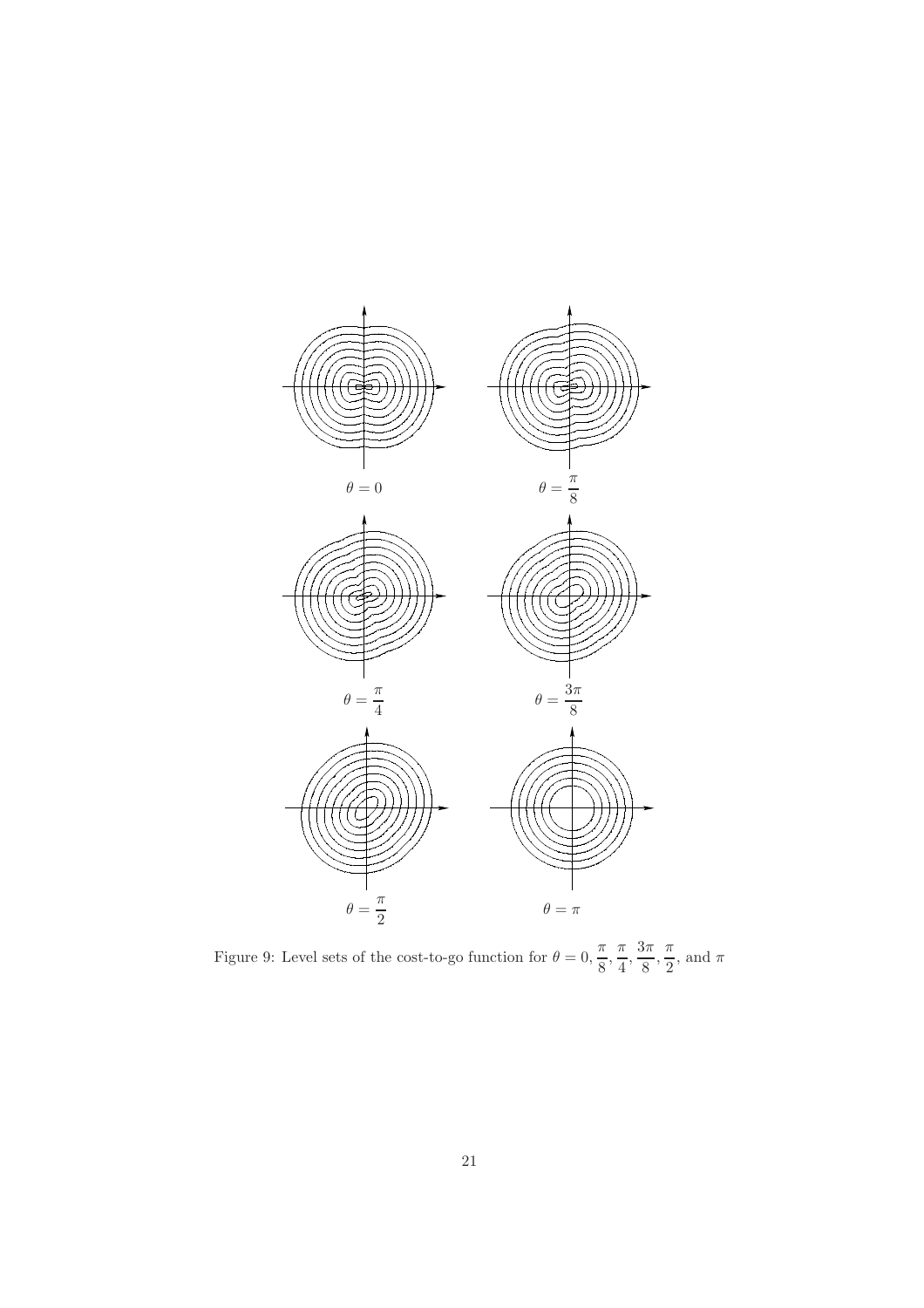$\theta = 0$

$\theta = \frac{\pi}{8}$

$\theta = \frac{\pi}{4}$

$\theta = \frac{3\pi}{8}$

$\theta = \frac{\pi}{2}$

$\theta = \pi$

Figure 9: Level sets of the cost-to-go function for $\theta = 0, \frac{\pi}{8}, \frac{\pi}{4}, \frac{3\pi}{8}, \frac{\pi}{2}$, and $\pi$